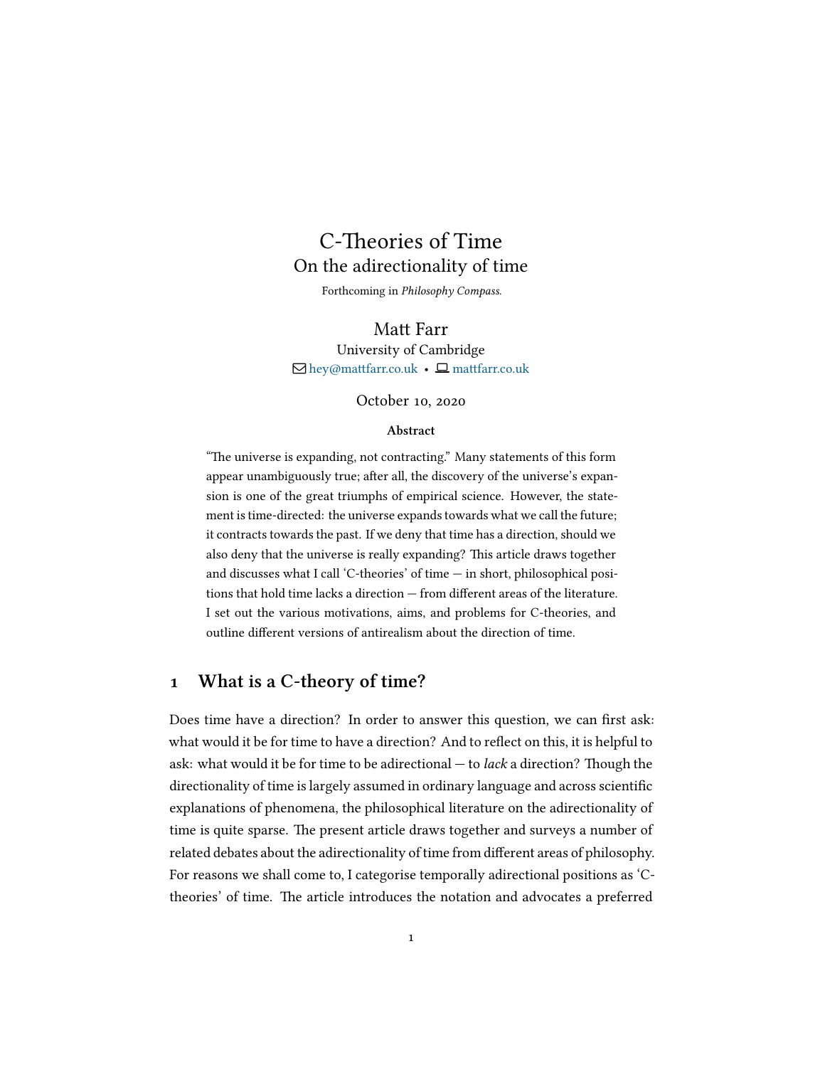# C-Theories of Time

## On the adirectionality of time

Forthcoming in *Philosophy Compass*.

Matt Farr

University of Cambridge

hey@mattfarr.co.uk • mattfarr.co.uk

October 10, 2020

**Abstract**

"The universe is expanding, not contracting." Many statements of this form appear unambiguously true; after all, the discovery of the universe's expansion is one of the great triumphs of empirical science. However, the statement is time-directed: the universe expands towards what we call the future; it contracts towards the past. If we deny that time has a direction, should we also deny that the universe is really expanding? This article draws together and discusses what I call 'C-theories' of time — in short, philosophical positions that hold time lacks a direction — from different areas of the literature. I set out the various motivations, aims, and problems for C-theories, and outline different versions of antirealism about the direction of time.

## 1 What is a C-theory of time?

Does time have a direction? In order to answer this question, we can first ask: what would it be for time to have a direction? And to reflect on this, it is helpful to ask: what would it be for time to be adirectional — to *lack* a direction? Though the directionality of time is largely assumed in ordinary language and across scientific explanations of phenomena, the philosophical literature on the adirectionality of time is quite sparse. The present article draws together and surveys a number of related debates about the adirectionality of time from different areas of philosophy. For reasons we shall come to, I categorise temporally adirectional positions as 'C-theories' of time. The article introduces the notation and advocates a preferred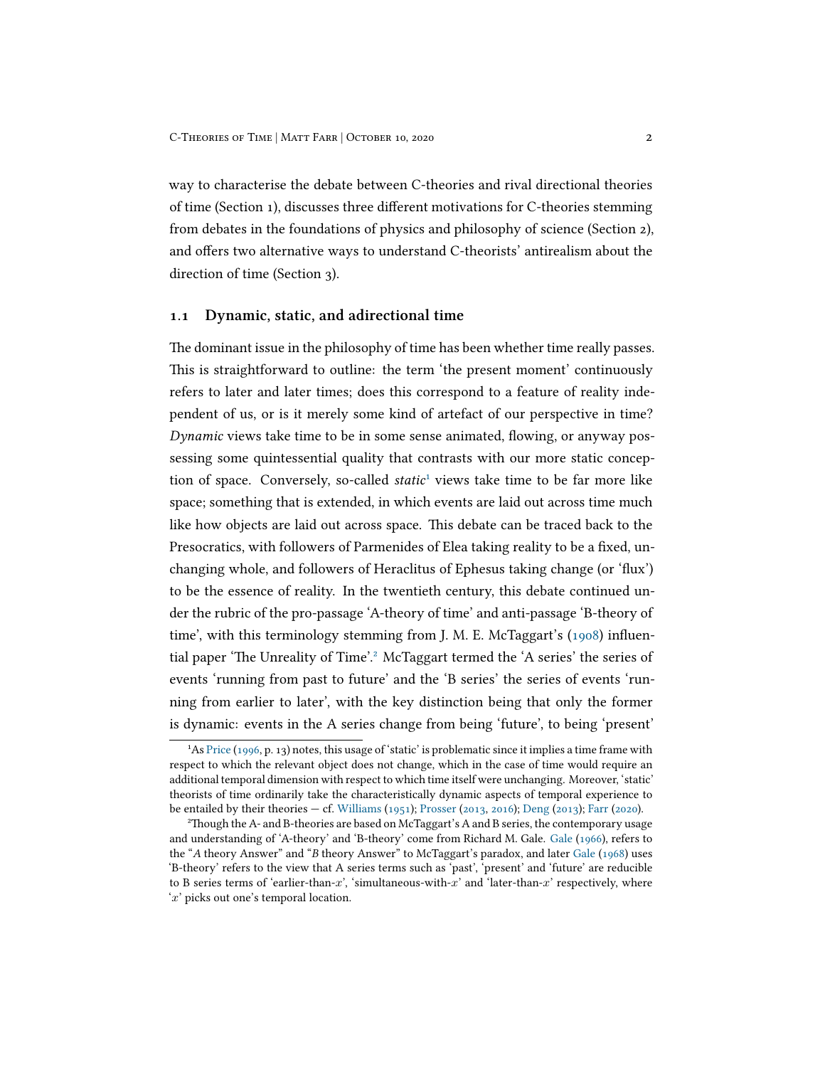way to characterise the debate between C-theories and rival directional theories of time (Section 1), discusses three different motivations for C-theories stemming from debates in the foundations of physics and philosophy of science (Section 2), and offers two alternative ways to understand C-theorists' antirealism about the direction of time (Section 3).

## 1.1 Dynamic, static, and adirectional time

The dominant issue in the philosophy of time has been whether time really passes. This is straightforward to outline: the term 'the present moment' continuously refers to later and later times; does this correspond to a feature of reality independent of us, or is it merely some kind of artefact of our perspective in time? *Dynamic* views take time to be in some sense animated, flowing, or anyway possessing some quintessential quality that contrasts with our more static conception of space. Conversely, so-called *static*[1] views take time to be far more like space; something that is extended, in which events are laid out across time much like how objects are laid out across space. This debate can be traced back to the Presocratics, with followers of Parmenides of Elea taking reality to be a fixed, unchanging whole, and followers of Heraclitus of Ephesus taking change (or 'flux') to be the essence of reality. In the twentieth century, this debate continued under the rubric of the pro-passage 'A-theory of time' and anti-passage 'B-theory of time', with this terminology stemming from J. M. E. McTaggart's (1908) influential paper 'The Unreality of Time'.[2] McTaggart termed the 'A series' the series of events 'running from past to future' and the 'B series' the series of events 'running from earlier to later', with the key distinction being that only the former is dynamic: events in the A series change from being 'future', to being 'present'

[1] As Price (1996, p. 13) notes, this usage of 'static' is problematic since it implies a time frame with respect to which the relevant object does not change, which in the case of time would require an additional temporal dimension with respect to which time itself were unchanging. Moreover, 'static' theorists of time ordinarily take the characteristically dynamic aspects of temporal experience to be entailed by their theories — cf. Williams (1951); Prosser (2013, 2016); Deng (2013); Farr (2020).

[2] Though the A- and B-theories are based on McTaggart's A and B series, the contemporary usage and understanding of 'A-theory' and 'B-theory' come from Richard M. Gale. Gale (1966), refers to the "*A* theory Answer" and "*B* theory Answer" to McTaggart's paradox, and later Gale (1968) uses 'B-theory' refers to the view that A series terms such as 'past', 'present' and 'future' are reducible to B series terms of 'earlier-than-$x$', 'simultaneous-with-$x$' and 'later-than-$x$' respectively, where '$x$' picks out one's temporal location.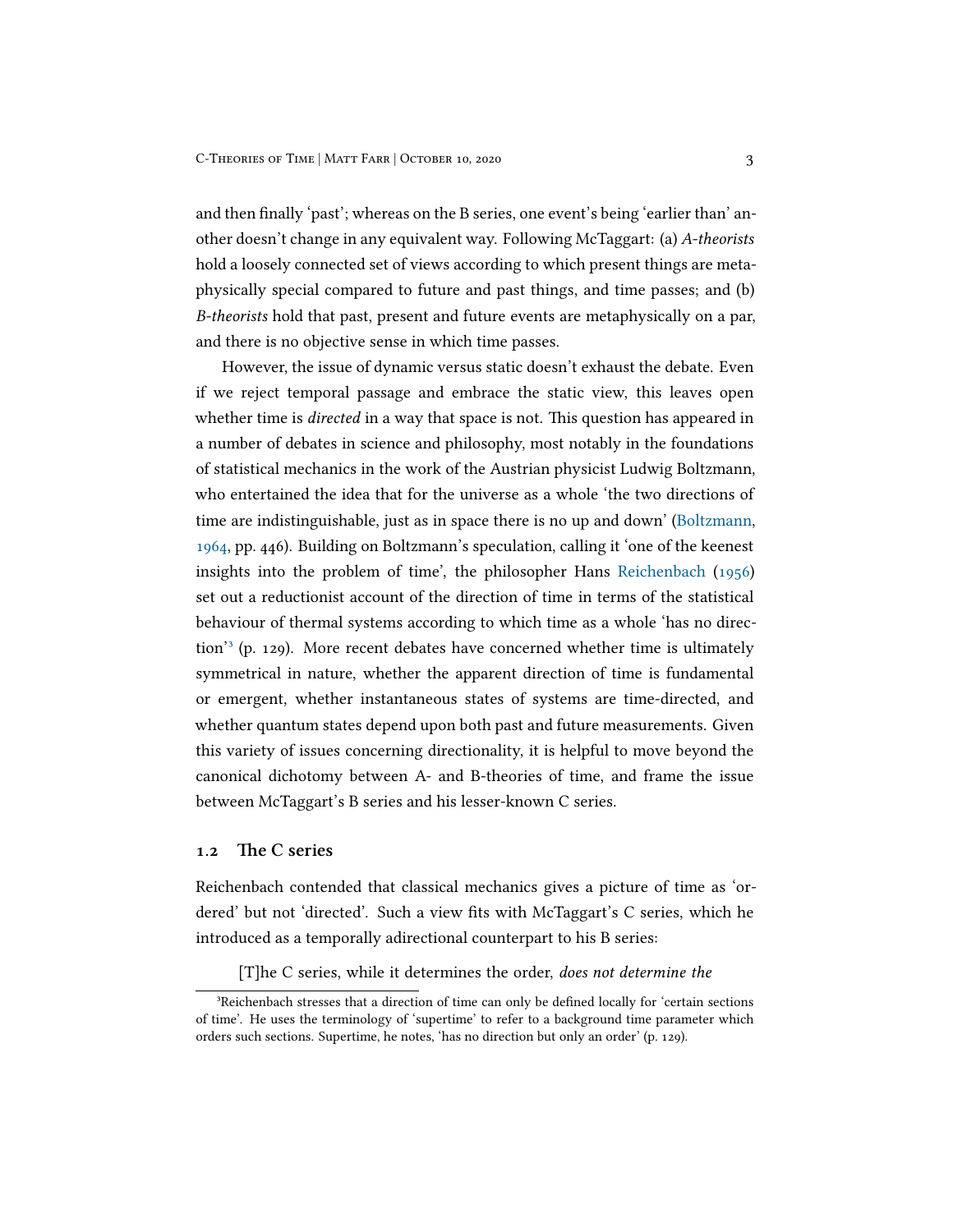and then finally ‘past’; whereas on the B series, one event’s being ‘earlier than’ another doesn’t change in any equivalent way. Following McTaggart: (a) *A-theorists* hold a loosely connected set of views according to which present things are metaphysically special compared to future and past things, and time passes; and (b) *B-theorists* hold that past, present and future events are metaphysically on a par, and there is no objective sense in which time passes.

However, the issue of dynamic versus static doesn’t exhaust the debate. Even if we reject temporal passage and embrace the static view, this leaves open whether time is *directed* in a way that space is not. This question has appeared in a number of debates in science and philosophy, most notably in the foundations of statistical mechanics in the work of the Austrian physicist Ludwig Boltzmann, who entertained the idea that for the universe as a whole ‘the two directions of time are indistinguishable, just as in space there is no up and down’ (Boltzmann, 1964, pp. 446). Building on Boltzmann’s speculation, calling it ‘one of the keenest insights into the problem of time’, the philosopher Hans Reichenbach (1956) set out a reductionist account of the direction of time in terms of the statistical behaviour of thermal systems according to which time as a whole ‘has no direction’[3] (p. 129). More recent debates have concerned whether time is ultimately symmetrical in nature, whether the apparent direction of time is fundamental or emergent, whether instantaneous states of systems are time-directed, and whether quantum states depend upon both past and future measurements. Given this variety of issues concerning directionality, it is helpful to move beyond the canonical dichotomy between A- and B-theories of time, and frame the issue between McTaggart’s B series and his lesser-known C series.

### 1.2 The C series

Reichenbach contended that classical mechanics gives a picture of time as ‘ordered’ but not ‘directed’. Such a view fits with McTaggart’s C series, which he introduced as a temporally adirectional counterpart to his B series:

> [T]he C series, while it determines the order, *does not determine the*

[3] Reichenbach stresses that a direction of time can only be defined locally for ‘certain sections of time’. He uses the terminology of ‘supertime’ to refer to a background time parameter which orders such sections. Supertime, he notes, ‘has no direction but only an order’ (p. 129).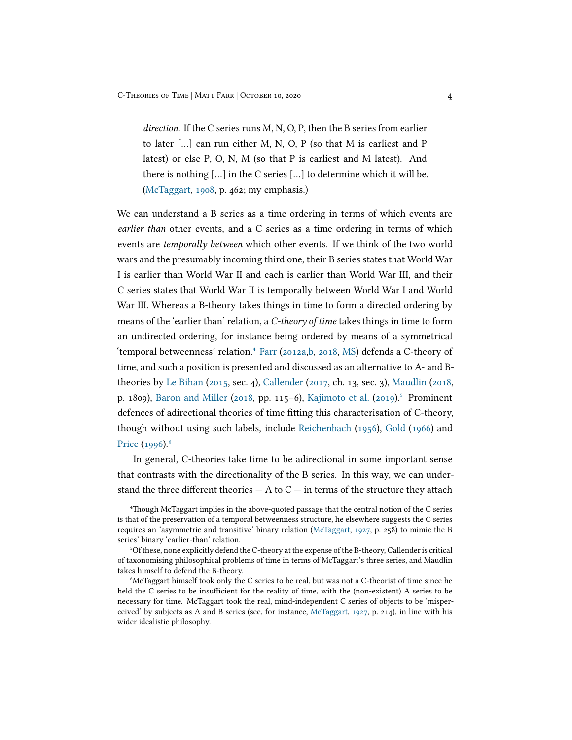> *direction.* If the C series runs M, N, O, P, then the B series from earlier to later [...] can run either M, N, O, P (so that M is earliest and P latest) or else P, O, N, M (so that P is earliest and M latest). And there is nothing [...] in the C series [...] to determine which it will be. (McTaggart, 1908, p. 462; my emphasis.)

We can understand a B series as a time ordering in terms of which events are *earlier than* other events, and a C series as a time ordering in terms of which events are *temporally between* which other events. If we think of the two world wars and the presumably incoming third one, their B series states that World War I is earlier than World War II and each is earlier than World War III, and their C series states that World War II is temporally between World War I and World War III. Whereas a B-theory takes things in time to form a directed ordering by means of the 'earlier than' relation, a *C-theory of time* takes things in time to form an undirected ordering, for instance being ordered by means of a symmetrical 'temporal betweenness' relation.[4] Farr (2012a,b, 2018, MS) defends a C-theory of time, and such a position is presented and discussed as an alternative to A- and B-theories by Le Bihan (2015, sec. 4), Callender (2017, ch. 13, sec. 3), Maudlin (2018, p. 1809), Baron and Miller (2018, pp. 115–6), Kajimoto et al. (2019).[5] Prominent defences of adirectional theories of time fitting this characterisation of C-theory, though without using such labels, include Reichenbach (1956), Gold (1966) and Price (1996).[6]

In general, C-theories take time to be adirectional in some important sense that contrasts with the directionality of the B series. In this way, we can understand the three different theories — A to C — in terms of the structure they attach

---

[4] Though McTaggart implies in the above-quoted passage that the central notion of the C series is that of the preservation of a temporal betweenness structure, he elsewhere suggests the C series requires an 'asymmetric and transitive' binary relation (McTaggart, 1927, p. 258) to mimic the B series' binary 'earlier-than' relation.

[5] Of these, none explicitly defend the C-theory at the expense of the B-theory, Callender is critical of taxonomising philosophical problems of time in terms of McTaggart's three series, and Maudlin takes himself to defend the B-theory.

[6] McTaggart himself took only the C series to be real, but was not a C-theorist of time since he held the C series to be insufficient for the reality of time, with the (non-existent) A series to be necessary for time. McTaggart took the real, mind-independent C series of objects to be 'misperceived' by subjects as A and B series (see, for instance, McTaggart, 1927, p. 214), in line with his wider idealistic philosophy.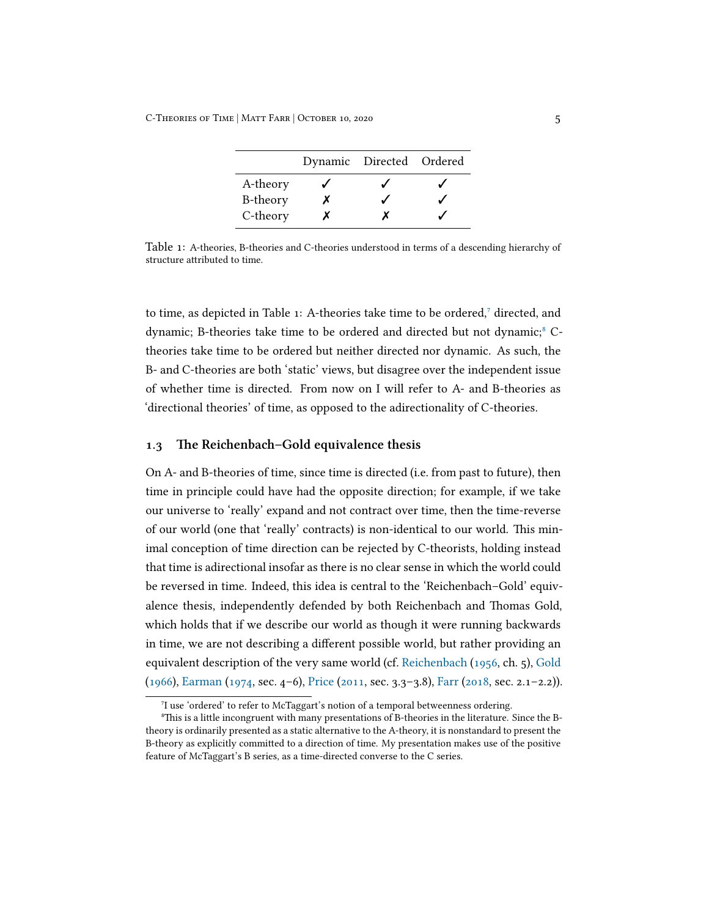| | Dynamic | Directed | Ordered |
|---|---|---|---|
| A-theory | ✓ | ✓ | ✓ |
| B-theory | ✗ | ✓ | ✓ |
| C-theory | ✗ | ✗ | ✓ |

Table 1: A-theories, B-theories and C-theories understood in terms of a descending hierarchy of structure attributed to time.

to time, as depicted in Table 1: A-theories take time to be ordered,[7] directed, and dynamic; B-theories take time to be ordered and directed but not dynamic;[8] C-theories take time to be ordered but neither directed nor dynamic. As such, the B- and C-theories are both 'static' views, but disagree over the independent issue of whether time is directed. From now on I will refer to A- and B-theories as 'directional theories' of time, as opposed to the adirectionality of C-theories.

## 1.3 The Reichenbach–Gold equivalence thesis

On A- and B-theories of time, since time is directed (i.e. from past to future), then time in principle could have had the opposite direction; for example, if we take our universe to 'really' expand and not contract over time, then the time-reverse of our world (one that 'really' contracts) is non-identical to our world. This minimal conception of time direction can be rejected by C-theorists, holding instead that time is adirectional insofar as there is no clear sense in which the world could be reversed in time. Indeed, this idea is central to the 'Reichenbach–Gold' equivalence thesis, independently defended by both Reichenbach and Thomas Gold, which holds that if we describe our world as though it were running backwards in time, we are not describing a different possible world, but rather providing an equivalent description of the very same world (cf. Reichenbach (1956, ch. 5), Gold (1966), Earman (1974, sec. 4–6), Price (2011, sec. 3.3–3.8), Farr (2018, sec. 2.1–2.2)).

[7] I use 'ordered' to refer to McTaggart's notion of a temporal betweenness ordering.

[8] This is a little incongruent with many presentations of B-theories in the literature. Since the B-theory is ordinarily presented as a static alternative to the A-theory, it is nonstandard to present the B-theory as explicitly committed to a direction of time. My presentation makes use of the positive feature of McTaggart's B series, as a time-directed converse to the C series.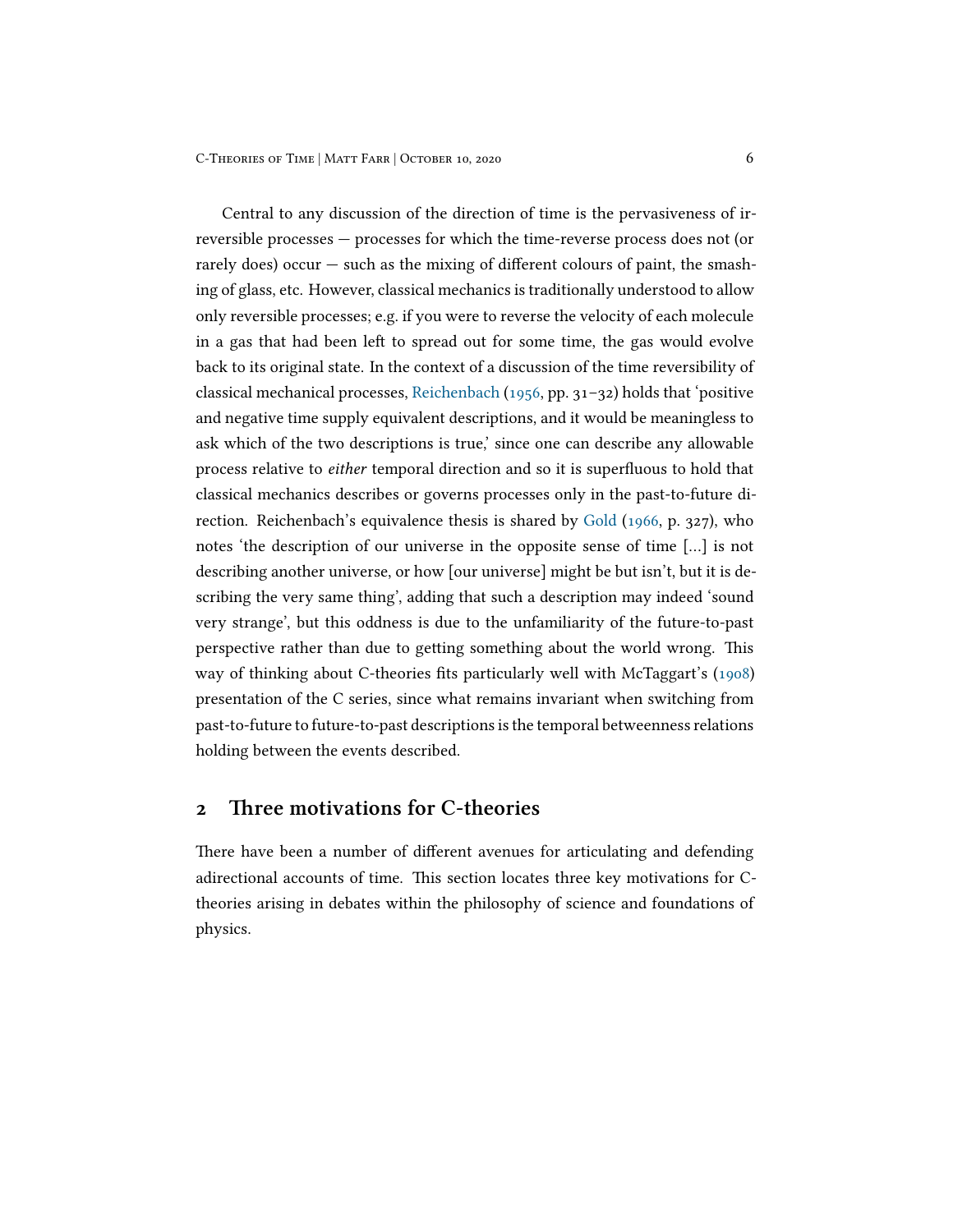Central to any discussion of the direction of time is the pervasiveness of irreversible processes — processes for which the time-reverse process does not (or rarely does) occur — such as the mixing of different colours of paint, the smashing of glass, etc. However, classical mechanics is traditionally understood to allow only reversible processes; e.g. if you were to reverse the velocity of each molecule in a gas that had been left to spread out for some time, the gas would evolve back to its original state. In the context of a discussion of the time reversibility of classical mechanical processes, Reichenbach (1956, pp. 31–32) holds that 'positive and negative time supply equivalent descriptions, and it would be meaningless to ask which of the two descriptions is true,' since one can describe any allowable process relative to *either* temporal direction and so it is superfluous to hold that classical mechanics describes or governs processes only in the past-to-future direction. Reichenbach's equivalence thesis is shared by Gold (1966, p. 327), who notes 'the description of our universe in the opposite sense of time [...] is not describing another universe, or how [our universe] might be but isn't, but it is describing the very same thing', adding that such a description may indeed 'sound very strange', but this oddness is due to the unfamiliarity of the future-to-past perspective rather than due to getting something about the world wrong. This way of thinking about C-theories fits particularly well with McTaggart's (1908) presentation of the C series, since what remains invariant when switching from past-to-future to future-to-past descriptions is the temporal betweenness relations holding between the events described.

## 2 Three motivations for C-theories

There have been a number of different avenues for articulating and defending adirectional accounts of time. This section locates three key motivations for C-theories arising in debates within the philosophy of science and foundations of physics.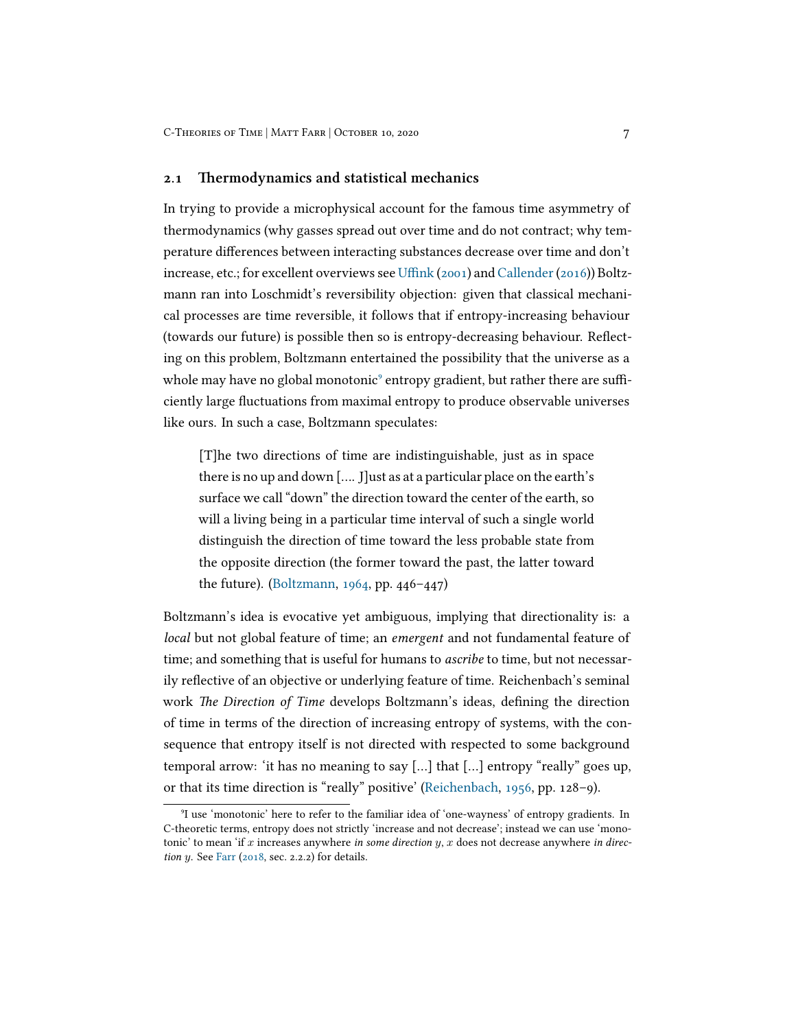### 2.1 Thermodynamics and statistical mechanics

In trying to provide a microphysical account for the famous time asymmetry of thermodynamics (why gasses spread out over time and do not contract; why temperature differences between interacting substances decrease over time and don't increase, etc.; for excellent overviews see Uffink (2001) and Callender (2016)) Boltzmann ran into Loschmidt's reversibility objection: given that classical mechanical processes are time reversible, it follows that if entropy-increasing behaviour (towards our future) is possible then so is entropy-decreasing behaviour. Reflecting on this problem, Boltzmann entertained the possibility that the universe as a whole may have no global monotonic[9] entropy gradient, but rather there are sufficiently large fluctuations from maximal entropy to produce observable universes like ours. In such a case, Boltzmann speculates:

> [T]he two directions of time are indistinguishable, just as in space there is no up and down [.... J]ust as at a particular place on the earth's surface we call "down" the direction toward the center of the earth, so will a living being in a particular time interval of such a single world distinguish the direction of time toward the less probable state from the opposite direction (the former toward the past, the latter toward the future). (Boltzmann, 1964, pp. 446–447)

Boltzmann's idea is evocative yet ambiguous, implying that directionality is: a *local* but not global feature of time; an *emergent* and not fundamental feature of time; and something that is useful for humans to *ascribe* to time, but not necessarily reflective of an objective or underlying feature of time. Reichenbach's seminal work *The Direction of Time* develops Boltzmann's ideas, defining the direction of time in terms of the direction of increasing entropy of systems, with the consequence that entropy itself is not directed with respected to some background temporal arrow: 'it has no meaning to say [...] that [...] entropy "really" goes up, or that its time direction is "really" positive' (Reichenbach, 1956, pp. 128–9).

[9] I use 'monotonic' here to refer to the familiar idea of 'one-wayness' of entropy gradients. In C-theoretic terms, entropy does not strictly 'increase and not decrease'; instead we can use 'monotonic' to mean 'if $x$ increases anywhere *in some direction* $y$, $x$ does not decrease anywhere *in direction* $y$. See Farr (2018, sec. 2.2.2) for details.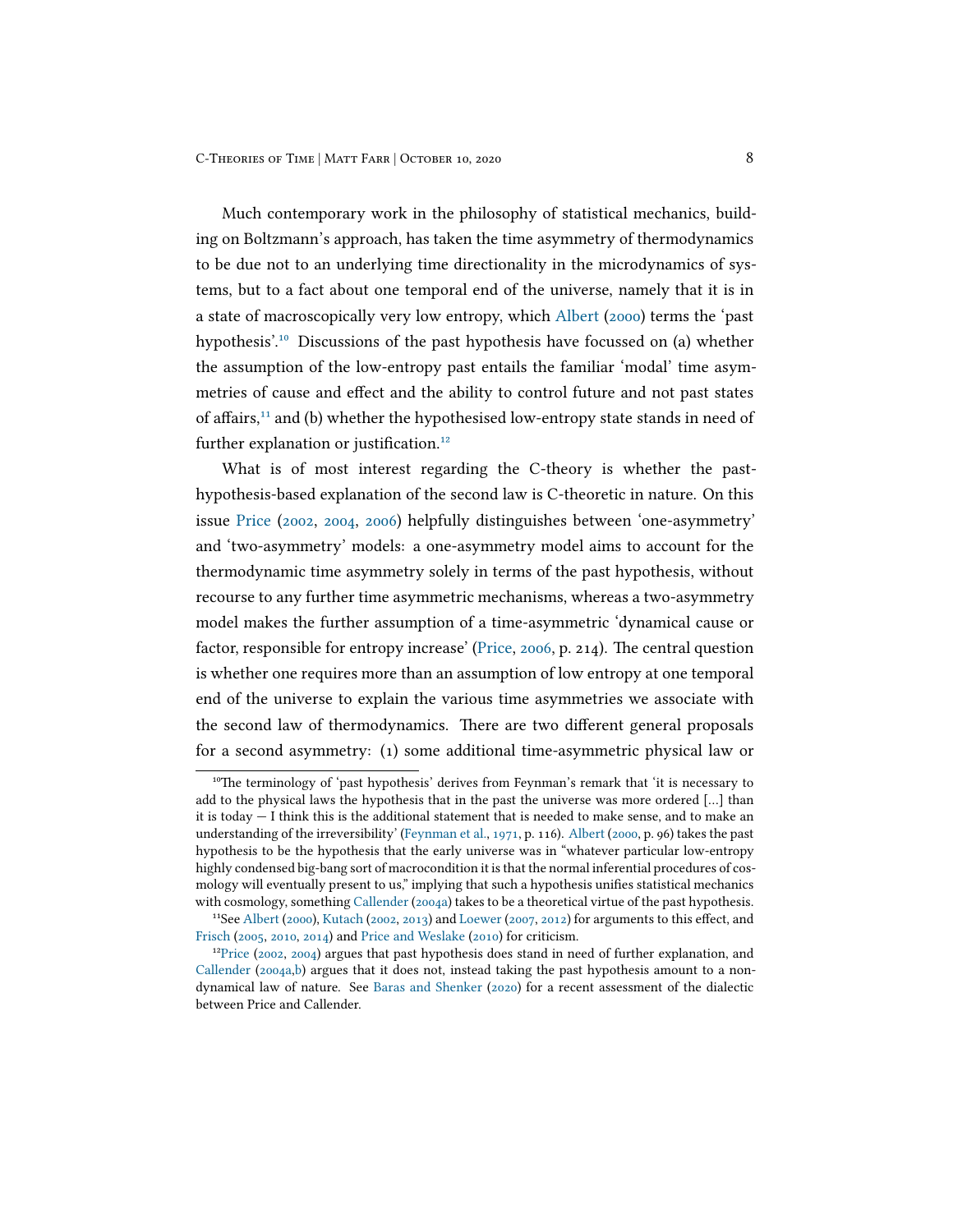Much contemporary work in the philosophy of statistical mechanics, building on Boltzmann's approach, has taken the time asymmetry of thermodynamics to be due not to an underlying time directionality in the microdynamics of systems, but to a fact about one temporal end of the universe, namely that it is in a state of macroscopically very low entropy, which Albert (2000) terms the 'past hypothesis'.[10] Discussions of the past hypothesis have focussed on (a) whether the assumption of the low-entropy past entails the familiar 'modal' time asymmetries of cause and effect and the ability to control future and not past states of affairs,[11] and (b) whether the hypothesised low-entropy state stands in need of further explanation or justification.[12]

What is of most interest regarding the C-theory is whether the past-hypothesis-based explanation of the second law is C-theoretic in nature. On this issue Price (2002, 2004, 2006) helpfully distinguishes between 'one-asymmetry' and 'two-asymmetry' models: a one-asymmetry model aims to account for the thermodynamic time asymmetry solely in terms of the past hypothesis, without recourse to any further time asymmetric mechanisms, whereas a two-asymmetry model makes the further assumption of a time-asymmetric 'dynamical cause or factor, responsible for entropy increase' (Price, 2006, p. 214). The central question is whether one requires more than an assumption of low entropy at one temporal end of the universe to explain the various time asymmetries we associate with the second law of thermodynamics. There are two different general proposals for a second asymmetry: (1) some additional time-asymmetric physical law or

---

[10] The terminology of 'past hypothesis' derives from Feynman's remark that 'it is necessary to add to the physical laws the hypothesis that in the past the universe was more ordered [...] than it is today — I think this is the additional statement that is needed to make sense, and to make an understanding of the irreversibility' (Feynman et al., 1971, p. 116). Albert (2000, p. 96) takes the past hypothesis to be the hypothesis that the early universe was in "whatever particular low-entropy highly condensed big-bang sort of macrocondition it is that the normal inferential procedures of cosmology will eventually present to us," implying that such a hypothesis unifies statistical mechanics with cosmology, something Callender (2004a) takes to be a theoretical virtue of the past hypothesis.

[11] See Albert (2000), Kutach (2002, 2013) and Loewer (2007, 2012) for arguments to this effect, and Frisch (2005, 2010, 2014) and Price and Weslake (2010) for criticism.

[12] Price (2002, 2004) argues that past hypothesis does stand in need of further explanation, and Callender (2004a,b) argues that it does not, instead taking the past hypothesis amount to a non-dynamical law of nature. See Baras and Shenker (2020) for a recent assessment of the dialectic between Price and Callender.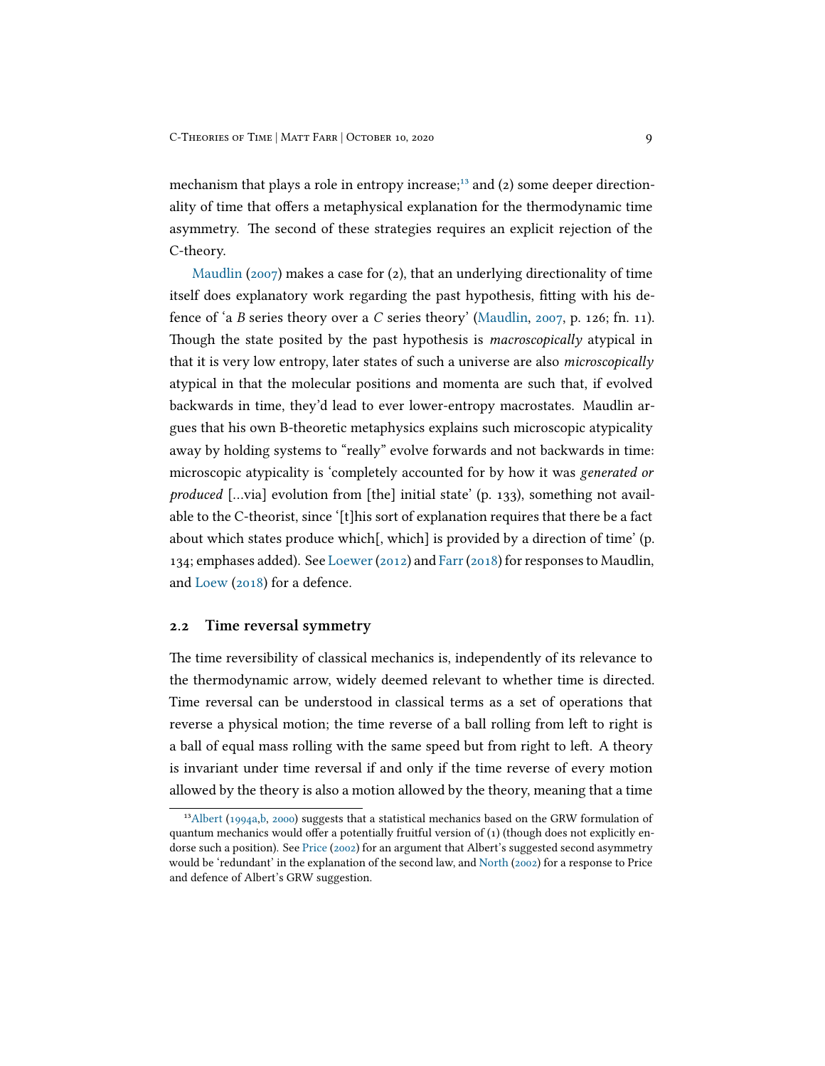mechanism that plays a role in entropy increase;[13] and (2) some deeper directionality of time that offers a metaphysical explanation for the thermodynamic time asymmetry. The second of these strategies requires an explicit rejection of the C-theory.

Maudlin (2007) makes a case for (2), that an underlying directionality of time itself does explanatory work regarding the past hypothesis, fitting with his defence of 'a *B* series theory over a *C* series theory' (Maudlin, 2007, p. 126; fn. 11). Though the state posited by the past hypothesis is *macroscopically* atypical in that it is very low entropy, later states of such a universe are also *microscopically* atypical in that the molecular positions and momenta are such that, if evolved backwards in time, they'd lead to ever lower-entropy macrostates. Maudlin argues that his own B-theoretic metaphysics explains such microscopic atypicality away by holding systems to "really" evolve forwards and not backwards in time: microscopic atypicality is 'completely accounted for by how it was *generated or produced* [...via] evolution from [the] initial state' (p. 133), something not available to the C-theorist, since '[t]his sort of explanation requires that there be a fact about which states produce which[, which] is provided by a direction of time' (p. 134; emphases added). See Loewer (2012) and Farr (2018) for responses to Maudlin, and Loew (2018) for a defence.

## 2.2 Time reversal symmetry

The time reversibility of classical mechanics is, independently of its relevance to the thermodynamic arrow, widely deemed relevant to whether time is directed. Time reversal can be understood in classical terms as a set of operations that reverse a physical motion; the time reverse of a ball rolling from left to right is a ball of equal mass rolling with the same speed but from right to left. A theory is invariant under time reversal if and only if the time reverse of every motion allowed by the theory is also a motion allowed by the theory, meaning that a time

[13] Albert (1994a,b, 2000) suggests that a statistical mechanics based on the GRW formulation of quantum mechanics would offer a potentially fruitful version of (1) (though does not explicitly endorse such a position). See Price (2002) for an argument that Albert's suggested second asymmetry would be 'redundant' in the explanation of the second law, and North (2002) for a response to Price and defence of Albert's GRW suggestion.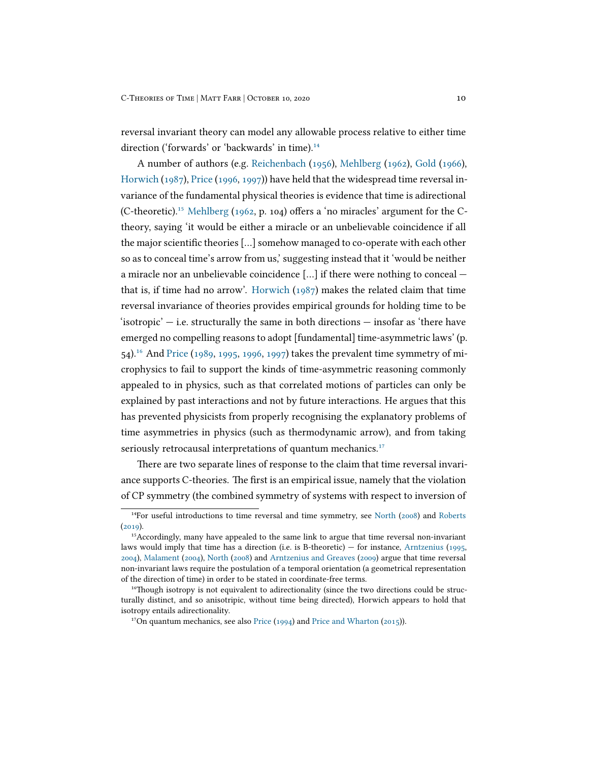reversal invariant theory can model any allowable process relative to either time direction ('forwards' or 'backwards' in time).[14]

A number of authors (e.g. Reichenbach (1956), Mehlberg (1962), Gold (1966), Horwich (1987), Price (1996, 1997)) have held that the widespread time reversal invariance of the fundamental physical theories is evidence that time is adirectional (C-theoretic).[15] Mehlberg (1962, p. 104) offers a 'no miracles' argument for the C-theory, saying 'it would be either a miracle or an unbelievable coincidence if all the major scientific theories [...] somehow managed to co-operate with each other so as to conceal time's arrow from us,' suggesting instead that it 'would be neither a miracle nor an unbelievable coincidence [...] if there were nothing to conceal — that is, if time had no arrow'. Horwich (1987) makes the related claim that time reversal invariance of theories provides empirical grounds for holding time to be 'isotropic' — i.e. structurally the same in both directions — insofar as 'there have emerged no compelling reasons to adopt [fundamental] time-asymmetric laws' (p. 54).[16] And Price (1989, 1995, 1996, 1997) takes the prevalent time symmetry of microphysics to fail to support the kinds of time-asymmetric reasoning commonly appealed to in physics, such as that correlated motions of particles can only be explained by past interactions and not by future interactions. He argues that this has prevented physicists from properly recognising the explanatory problems of time asymmetries in physics (such as thermodynamic arrow), and from taking seriously retrocausal interpretations of quantum mechanics.[17]

There are two separate lines of response to the claim that time reversal invariance supports C-theories. The first is an empirical issue, namely that the violation of CP symmetry (the combined symmetry of systems with respect to inversion of

---

[14] For useful introductions to time reversal and time symmetry, see North (2008) and Roberts (2019).

[15] Accordingly, many have appealed to the same link to argue that time reversal non-invariant laws would imply that time has a direction (i.e. is B-theoretic) — for instance, Arntzenius (1995, 2004), Malament (2004), North (2008) and Arntzenius and Greaves (2009) argue that time reversal non-invariant laws require the postulation of a temporal orientation (a geometrical representation of the direction of time) in order to be stated in coordinate-free terms.

[16] Though isotropy is not equivalent to adirectionality (since the two directions could be structurally distinct, and so anisotripic, without time being directed), Horwich appears to hold that isotropy entails adirectionality.

[17] On quantum mechanics, see also Price (1994) and Price and Wharton (2015)).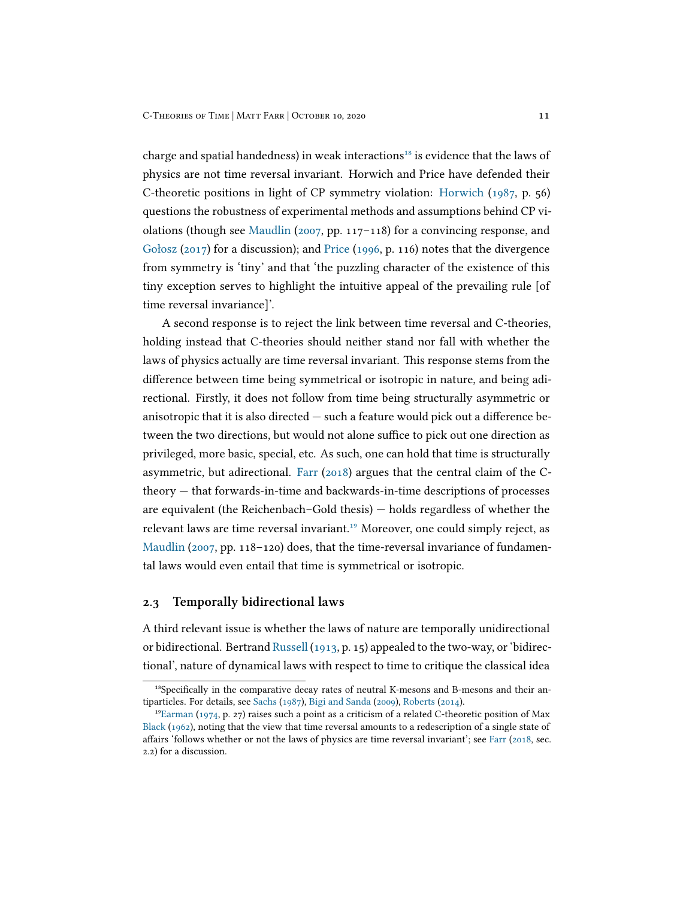charge and spatial handedness) in weak interactions[18] is evidence that the laws of physics are not time reversal invariant. Horwich and Price have defended their C-theoretic positions in light of CP symmetry violation: Horwich (1987, p. 56) questions the robustness of experimental methods and assumptions behind CP violations (though see Maudlin (2007, pp. 117–118) for a convincing response, and Gołosz (2017) for a discussion); and Price (1996, p. 116) notes that the divergence from symmetry is 'tiny' and that 'the puzzling character of the existence of this tiny exception serves to highlight the intuitive appeal of the prevailing rule [of time reversal invariance]'.

A second response is to reject the link between time reversal and C-theories, holding instead that C-theories should neither stand nor fall with whether the laws of physics actually are time reversal invariant. This response stems from the difference between time being symmetrical or isotropic in nature, and being adirectional. Firstly, it does not follow from time being structurally asymmetric or anisotropic that it is also directed — such a feature would pick out a difference between the two directions, but would not alone suffice to pick out one direction as privileged, more basic, special, etc. As such, one can hold that time is structurally asymmetric, but adirectional. Farr (2018) argues that the central claim of the C-theory — that forwards-in-time and backwards-in-time descriptions of processes are equivalent (the Reichenbach–Gold thesis) — holds regardless of whether the relevant laws are time reversal invariant.[19] Moreover, one could simply reject, as Maudlin (2007, pp. 118–120) does, that the time-reversal invariance of fundamental laws would even entail that time is symmetrical or isotropic.

## 2.3 Temporally bidirectional laws

A third relevant issue is whether the laws of nature are temporally unidirectional or bidirectional. Bertrand Russell (1913, p. 15) appealed to the two-way, or 'bidirectional', nature of dynamical laws with respect to time to critique the classical idea

[18] Specifically in the comparative decay rates of neutral K-mesons and B-mesons and their antiparticles. For details, see Sachs (1987), Bigi and Sanda (2009), Roberts (2014).

[19] Earman (1974, p. 27) raises such a point as a criticism of a related C-theoretic position of Max Black (1962), noting that the view that time reversal amounts to a redescription of a single state of affairs 'follows whether or not the laws of physics are time reversal invariant'; see Farr (2018, sec. 2.2) for a discussion.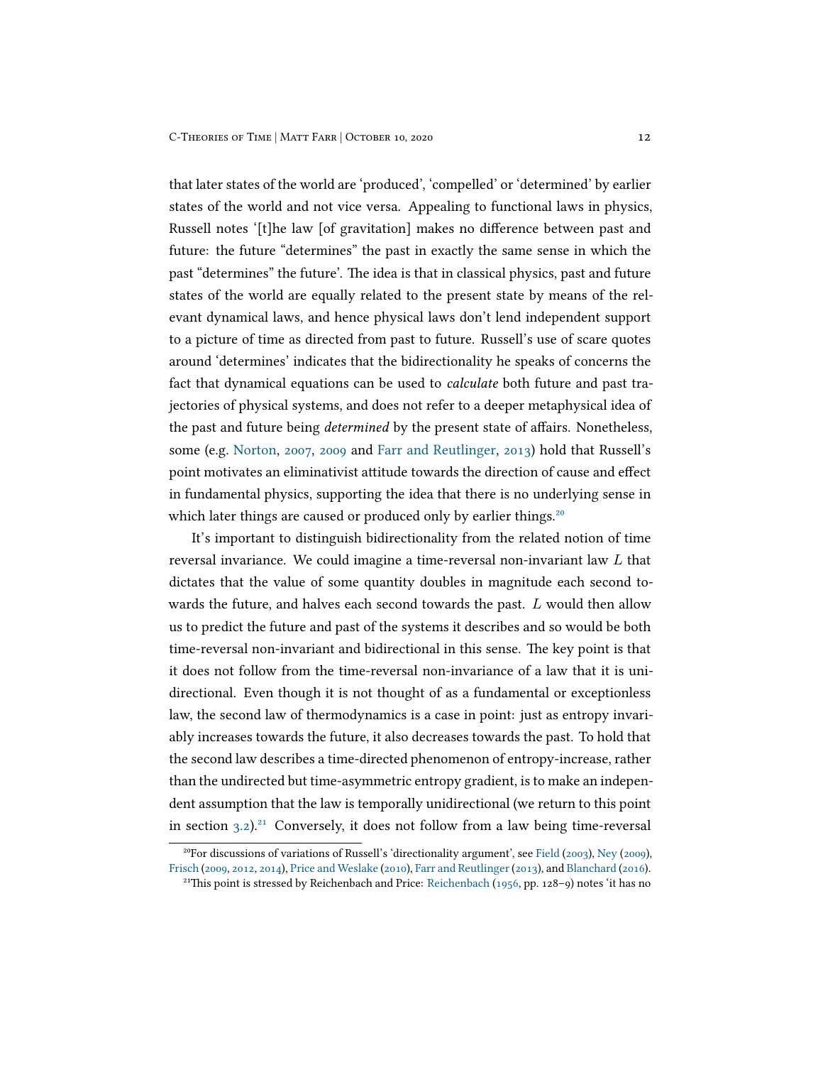that later states of the world are 'produced', 'compelled' or 'determined' by earlier states of the world and not vice versa. Appealing to functional laws in physics, Russell notes '[t]he law [of gravitation] makes no difference between past and future: the future "determines" the past in exactly the same sense in which the past "determines" the future'. The idea is that in classical physics, past and future states of the world are equally related to the present state by means of the relevant dynamical laws, and hence physical laws don't lend independent support to a picture of time as directed from past to future. Russell's use of scare quotes around 'determines' indicates that the bidirectionality he speaks of concerns the fact that dynamical equations can be used to *calculate* both future and past trajectories of physical systems, and does not refer to a deeper metaphysical idea of the past and future being *determined* by the present state of affairs. Nonetheless, some (e.g. Norton, 2007, 2009 and Farr and Reutlinger, 2013) hold that Russell's point motivates an eliminativist attitude towards the direction of cause and effect in fundamental physics, supporting the idea that there is no underlying sense in which later things are caused or produced only by earlier things.[20]

It's important to distinguish bidirectionality from the related notion of time reversal invariance. We could imagine a time-reversal non-invariant law $L$ that dictates that the value of some quantity doubles in magnitude each second towards the future, and halves each second towards the past. $L$ would then allow us to predict the future and past of the systems it describes and so would be both time-reversal non-invariant and bidirectional in this sense. The key point is that it does not follow from the time-reversal non-invariance of a law that it is unidirectional. Even though it is not thought of as a fundamental or exceptionless law, the second law of thermodynamics is a case in point: just as entropy invariably increases towards the future, it also decreases towards the past. To hold that the second law describes a time-directed phenomenon of entropy-increase, rather than the undirected but time-asymmetric entropy gradient, is to make an independent assumption that the law is temporally unidirectional (we return to this point in section 3.2).[21] Conversely, it does not follow from a law being time-reversal

[20] For discussions of variations of Russell's 'directionality argument', see Field (2003), Ney (2009), Frisch (2009, 2012, 2014), Price and Weslake (2010), Farr and Reutlinger (2013), and Blanchard (2016).

[21] This point is stressed by Reichenbach and Price: Reichenbach (1956, pp. 128–9) notes 'it has no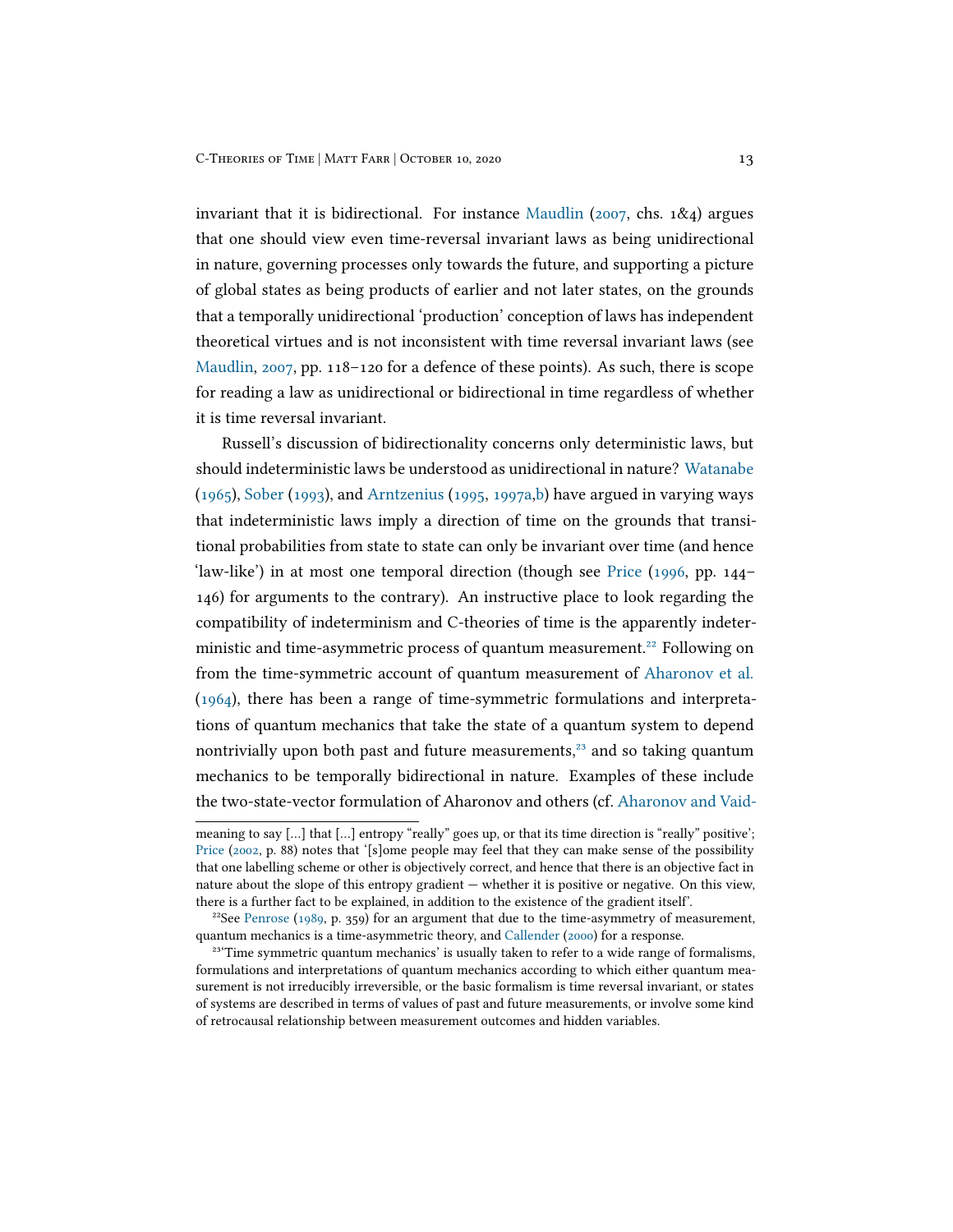invariant that it is bidirectional. For instance Maudlin (2007, chs. 1&4) argues that one should view even time-reversal invariant laws as being unidirectional in nature, governing processes only towards the future, and supporting a picture of global states as being products of earlier and not later states, on the grounds that a temporally unidirectional 'production' conception of laws has independent theoretical virtues and is not inconsistent with time reversal invariant laws (see Maudlin, 2007, pp. 118–120 for a defence of these points). As such, there is scope for reading a law as unidirectional or bidirectional in time regardless of whether it is time reversal invariant.

Russell's discussion of bidirectionality concerns only deterministic laws, but should indeterministic laws be understood as unidirectional in nature? Watanabe (1965), Sober (1993), and Arntzenius (1995, 1997a,b) have argued in varying ways that indeterministic laws imply a direction of time on the grounds that transitional probabilities from state to state can only be invariant over time (and hence 'law-like') in at most one temporal direction (though see Price (1996, pp. 144–146) for arguments to the contrary). An instructive place to look regarding the compatibility of indeterminism and C-theories of time is the apparently indeterministic and time-asymmetric process of quantum measurement.[22] Following on from the time-symmetric account of quantum measurement of Aharonov et al. (1964), there has been a range of time-symmetric formulations and interpretations of quantum mechanics that take the state of a quantum system to depend nontrivially upon both past and future measurements,[23] and so taking quantum mechanics to be temporally bidirectional in nature. Examples of these include the two-state-vector formulation of Aharonov and others (cf. Aharonov and Vaid-

---

meaning to say [...] that [...] entropy "really" goes up, or that its time direction is "really" positive'; Price (2002, p. 88) notes that '[s]ome people may feel that they can make sense of the possibility that one labelling scheme or other is objectively correct, and hence that there is an objective fact in nature about the slope of this entropy gradient — whether it is positive or negative. On this view, there is a further fact to be explained, in addition to the existence of the gradient itself'.

[22] See Penrose (1989, p. 359) for an argument that due to the time-asymmetry of measurement, quantum mechanics is a time-asymmetric theory, and Callender (2000) for a response.

[23] 'Time symmetric quantum mechanics' is usually taken to refer to a wide range of formalisms, formulations and interpretations of quantum mechanics according to which either quantum measurement is not irreducibly irreversible, or the basic formalism is time reversal invariant, or states of systems are described in terms of values of past and future measurements, or involve some kind of retrocausal relationship between measurement outcomes and hidden variables.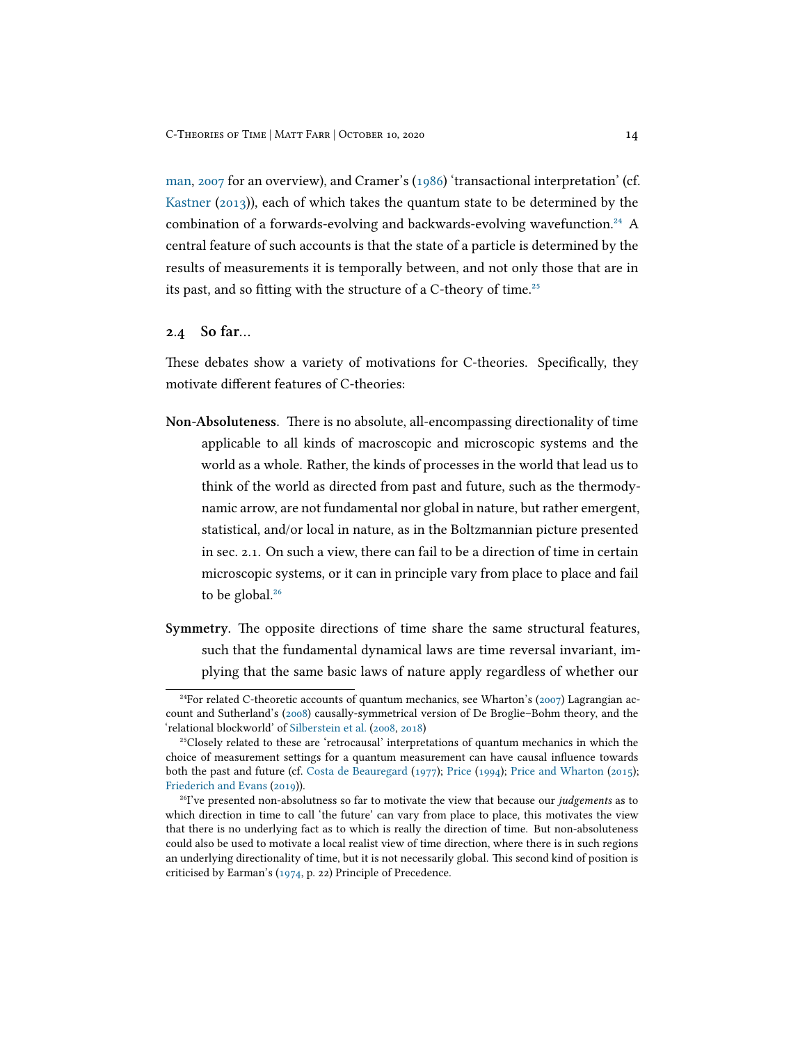man, 2007 for an overview), and Cramer's (1986) 'transactional interpretation' (cf. Kastner (2013)), each of which takes the quantum state to be determined by the combination of a forwards-evolving and backwards-evolving wavefunction.[24] A central feature of such accounts is that the state of a particle is determined by the results of measurements it is temporally between, and not only those that are in its past, and so fitting with the structure of a C-theory of time.[25]

### 2.4 So far...

These debates show a variety of motivations for C-theories. Specifically, they motivate different features of C-theories:

**Non-Absoluteness**. There is no absolute, all-encompassing directionality of time applicable to all kinds of macroscopic and microscopic systems and the world as a whole. Rather, the kinds of processes in the world that lead us to think of the world as directed from past and future, such as the thermodynamic arrow, are not fundamental nor global in nature, but rather emergent, statistical, and/or local in nature, as in the Boltzmannian picture presented in sec. 2.1. On such a view, there can fail to be a direction of time in certain microscopic systems, or it can in principle vary from place to place and fail to be global.[26]

**Symmetry**. The opposite directions of time share the same structural features, such that the fundamental dynamical laws are time reversal invariant, implying that the same basic laws of nature apply regardless of whether our

---

[24] For related C-theoretic accounts of quantum mechanics, see Wharton's (2007) Lagrangian account and Sutherland's (2008) causally-symmetrical version of De Broglie–Bohm theory, and the 'relational blockworld' of Silberstein et al. (2008, 2018)

[25] Closely related to these are 'retrocausal' interpretations of quantum mechanics in which the choice of measurement settings for a quantum measurement can have causal influence towards both the past and future (cf. Costa de Beauregard (1977); Price (1994); Price and Wharton (2015); Friederich and Evans (2019)).

[26] I've presented non-absolutness so far to motivate the view that because our *judgements* as to which direction in time to call 'the future' can vary from place to place, this motivates the view that there is no underlying fact as to which is really the direction of time. But non-absoluteness could also be used to motivate a local realist view of time direction, where there is in such regions an underlying directionality of time, but it is not necessarily global. This second kind of position is criticised by Earman's (1974, p. 22) Principle of Precedence.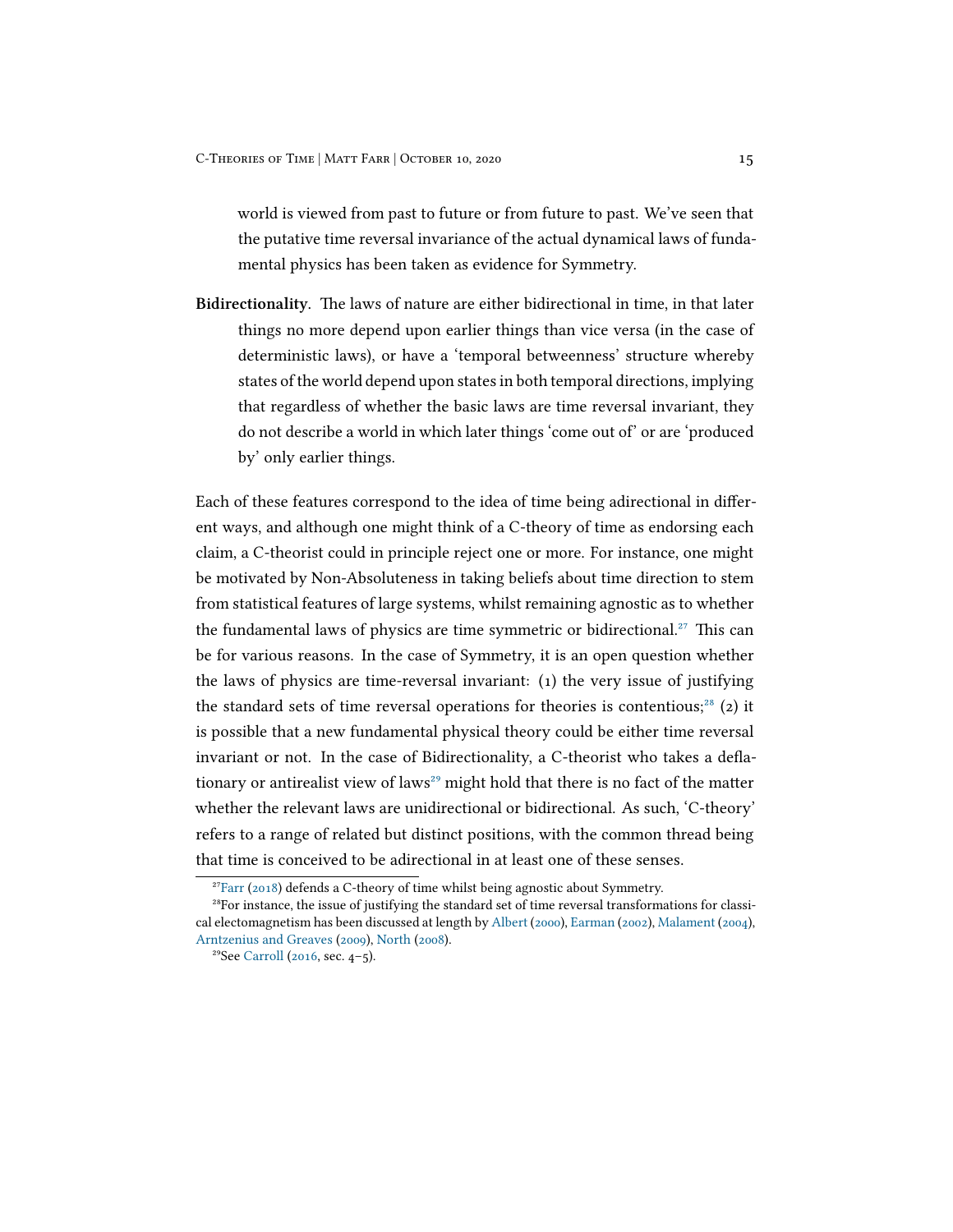world is viewed from past to future or from future to past. We've seen that the putative time reversal invariance of the actual dynamical laws of fundamental physics has been taken as evidence for Symmetry.

**Bidirectionality.** The laws of nature are either bidirectional in time, in that later things no more depend upon earlier things than vice versa (in the case of deterministic laws), or have a 'temporal betweenness' structure whereby states of the world depend upon states in both temporal directions, implying that regardless of whether the basic laws are time reversal invariant, they do not describe a world in which later things 'come out of' or are 'produced by' only earlier things.

Each of these features correspond to the idea of time being adirectional in different ways, and although one might think of a C-theory of time as endorsing each claim, a C-theorist could in principle reject one or more. For instance, one might be motivated by Non-Absoluteness in taking beliefs about time direction to stem from statistical features of large systems, whilst remaining agnostic as to whether the fundamental laws of physics are time symmetric or bidirectional.[27] This can be for various reasons. In the case of Symmetry, it is an open question whether the laws of physics are time-reversal invariant: (1) the very issue of justifying the standard sets of time reversal operations for theories is contentious;[28] (2) it is possible that a new fundamental physical theory could be either time reversal invariant or not. In the case of Bidirectionality, a C-theorist who takes a deflationary or antirealist view of laws[29] might hold that there is no fact of the matter whether the relevant laws are unidirectional or bidirectional. As such, 'C-theory' refers to a range of related but distinct positions, with the common thread being that time is conceived to be adirectional in at least one of these senses.

---

[27] Farr (2018) defends a C-theory of time whilst being agnostic about Symmetry.

[28] For instance, the issue of justifying the standard set of time reversal transformations for classical electomagnetism has been discussed at length by Albert (2000), Earman (2002), Malament (2004), Arntzenius and Greaves (2009), North (2008).

[29] See Carroll (2016, sec. 4–5).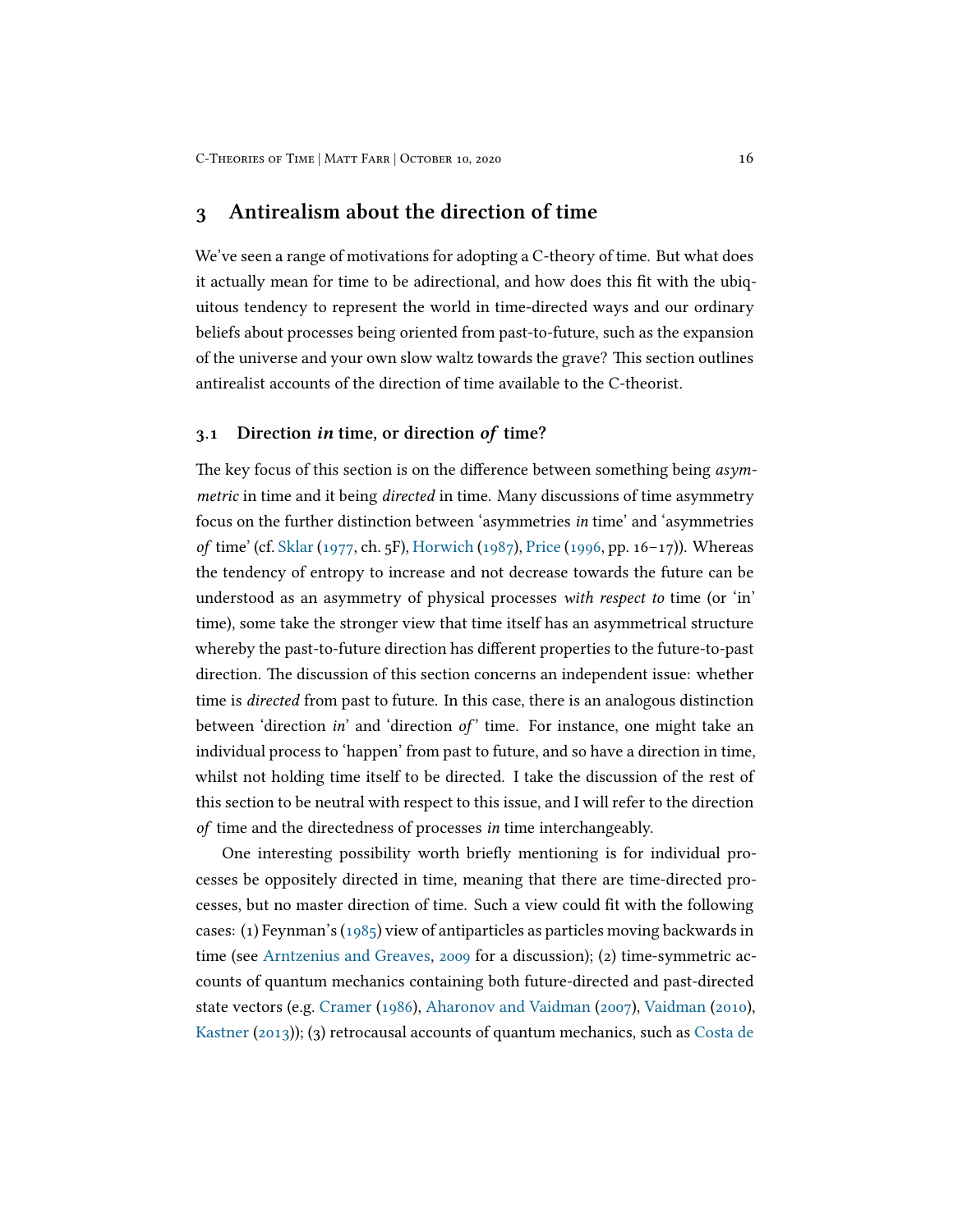# 3 Antirealism about the direction of time

We've seen a range of motivations for adopting a C-theory of time. But what does it actually mean for time to be adirectional, and how does this fit with the ubiquitous tendency to represent the world in time-directed ways and our ordinary beliefs about processes being oriented from past-to-future, such as the expansion of the universe and your own slow waltz towards the grave? This section outlines antirealist accounts of the direction of time available to the C-theorist.

## 3.1 Direction *in* time, or direction *of* time?

The key focus of this section is on the difference between something being *asymmetric* in time and it being *directed* in time. Many discussions of time asymmetry focus on the further distinction between 'asymmetries *in* time' and 'asymmetries *of* time' (cf. Sklar (1977, ch. 5F), Horwich (1987), Price (1996, pp. 16–17)). Whereas the tendency of entropy to increase and not decrease towards the future can be understood as an asymmetry of physical processes *with respect to* time (or 'in' time), some take the stronger view that time itself has an asymmetrical structure whereby the past-to-future direction has different properties to the future-to-past direction. The discussion of this section concerns an independent issue: whether time is *directed* from past to future. In this case, there is an analogous distinction between 'direction *in*' and 'direction *of*' time. For instance, one might take an individual process to 'happen' from past to future, and so have a direction in time, whilst not holding time itself to be directed. I take the discussion of the rest of this section to be neutral with respect to this issue, and I will refer to the direction *of* time and the directedness of processes *in* time interchangeably.

One interesting possibility worth briefly mentioning is for individual processes be oppositely directed in time, meaning that there are time-directed processes, but no master direction of time. Such a view could fit with the following cases: (1) Feynman's (1985) view of antiparticles as particles moving backwards in time (see Arntzenius and Greaves, 2009 for a discussion); (2) time-symmetric accounts of quantum mechanics containing both future-directed and past-directed state vectors (e.g. Cramer (1986), Aharonov and Vaidman (2007), Vaidman (2010), Kastner (2013)); (3) retrocausal accounts of quantum mechanics, such as Costa de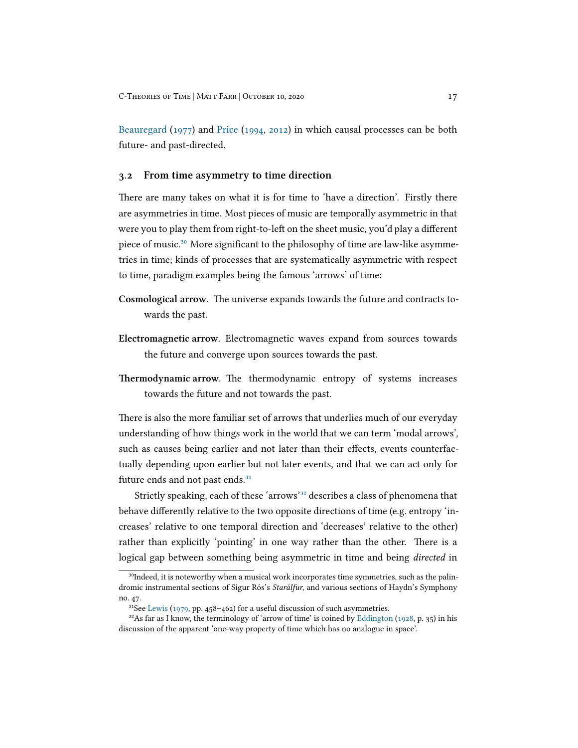Beauregard (1977) and Price (1994, 2012) in which causal processes can be both future- and past-directed.

### 3.2 From time asymmetry to time direction

There are many takes on what it is for time to 'have a direction'. Firstly there are asymmetries in time. Most pieces of music are temporally asymmetric in that were you to play them from right-to-left on the sheet music, you'd play a different piece of music.[30] More significant to the philosophy of time are law-like asymmetries in time; kinds of processes that are systematically asymmetric with respect to time, paradigm examples being the famous 'arrows' of time:

**Cosmological arrow**. The universe expands towards the future and contracts towards the past.

**Electromagnetic arrow**. Electromagnetic waves expand from sources towards the future and converge upon sources towards the past.

**Thermodynamic arrow**. The thermodynamic entropy of systems increases towards the future and not towards the past.

There is also the more familiar set of arrows that underlies much of our everyday understanding of how things work in the world that we can term 'modal arrows', such as causes being earlier and not later than their effects, events counterfactually depending upon earlier but not later events, and that we can act only for future ends and not past ends.[31]

Strictly speaking, each of these 'arrows'[32] describes a class of phenomena that behave differently relative to the two opposite directions of time (e.g. entropy 'increases' relative to one temporal direction and 'decreases' relative to the other) rather than explicitly 'pointing' in one way rather than the other. There is a logical gap between something being asymmetric in time and being *directed* in

[30] Indeed, it is noteworthy when a musical work incorporates time symmetries, such as the palindromic instrumental sections of Sigur Rós's *Starálfur*, and various sections of Haydn's Symphony no. 47.

[31] See Lewis (1979, pp. 458–462) for a useful discussion of such asymmetries.

[32] As far as I know, the terminology of 'arrow of time' is coined by Eddington (1928, p. 35) in his discussion of the apparent 'one-way property of time which has no analogue in space'.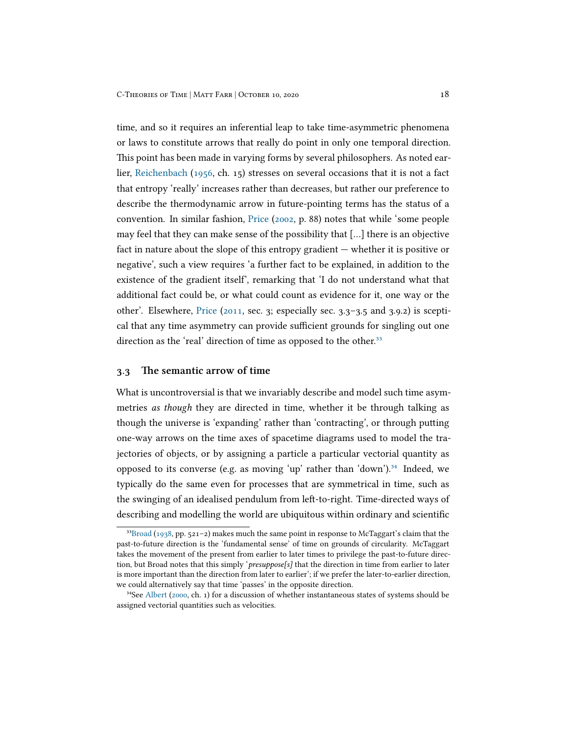time, and so it requires an inferential leap to take time-asymmetric phenomena or laws to constitute arrows that really do point in only one temporal direction. This point has been made in varying forms by several philosophers. As noted earlier, Reichenbach (1956, ch. 15) stresses on several occasions that it is not a fact that entropy 'really' increases rather than decreases, but rather our preference to describe the thermodynamic arrow in future-pointing terms has the status of a convention. In similar fashion, Price (2002, p. 88) notes that while 'some people may feel that they can make sense of the possibility that [...] there is an objective fact in nature about the slope of this entropy gradient — whether it is positive or negative', such a view requires 'a further fact to be explained, in addition to the existence of the gradient itself', remarking that 'I do not understand what that additional fact could be, or what could count as evidence for it, one way or the other'. Elsewhere, Price (2011, sec. 3; especially sec. 3.3–3.5 and 3.9.2) is sceptical that any time asymmetry can provide sufficient grounds for singling out one direction as the 'real' direction of time as opposed to the other.[33]

### 3.3 The semantic arrow of time

What is uncontroversial is that we invariably describe and model such time asymmetries *as though* they are directed in time, whether it be through talking as though the universe is 'expanding' rather than 'contracting', or through putting one-way arrows on the time axes of spacetime diagrams used to model the trajectories of objects, or by assigning a particle a particular vectorial quantity as opposed to its converse (e.g. as moving 'up' rather than 'down').[34] Indeed, we typically do the same even for processes that are symmetrical in time, such as the swinging of an idealised pendulum from left-to-right. Time-directed ways of describing and modelling the world are ubiquitous within ordinary and scientific

---

[33] Broad (1938, pp. 521–2) makes much the same point in response to McTaggart's claim that the past-to-future direction is the 'fundamental sense' of time on grounds of circularity. McTaggart takes the movement of the present from earlier to later times to privilege the past-to-future direction, but Broad notes that this simply '*presuppose[s]* that the direction in time from earlier to later is more important than the direction from later to earlier'; if we prefer the later-to-earlier direction, we could alternatively say that time 'passes' in the opposite direction.

[34] See Albert (2000, ch. 1) for a discussion of whether instantaneous states of systems should be assigned vectorial quantities such as velocities.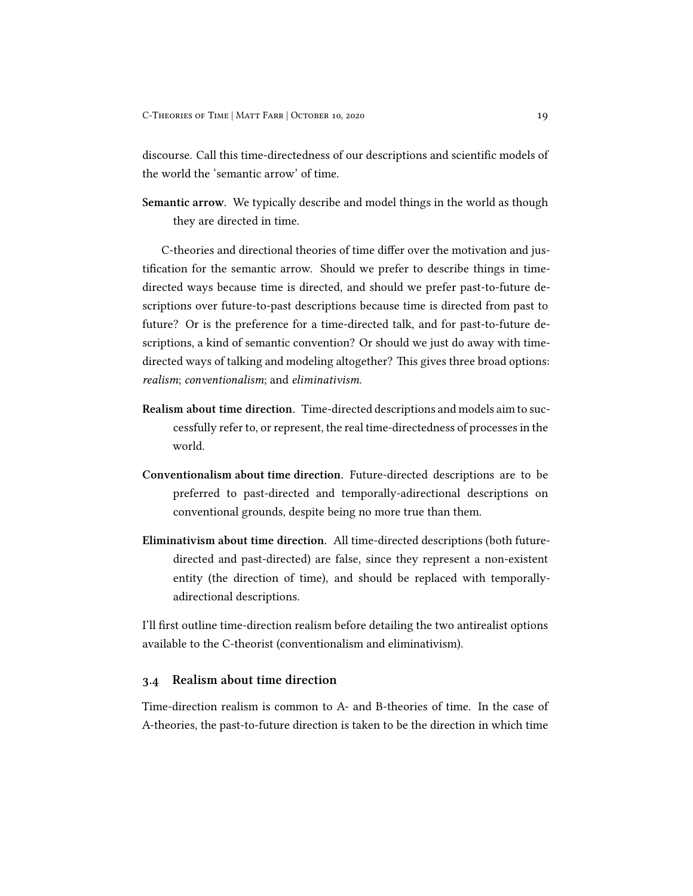discourse. Call this time-directedness of our descriptions and scientific models of the world the 'semantic arrow' of time.

**Semantic arrow**. We typically describe and model things in the world as though they are directed in time.

C-theories and directional theories of time differ over the motivation and justification for the semantic arrow. Should we prefer to describe things in time-directed ways because time is directed, and should we prefer past-to-future descriptions over future-to-past descriptions because time is directed from past to future? Or is the preference for a time-directed talk, and for past-to-future descriptions, a kind of semantic convention? Or should we just do away with time-directed ways of talking and modeling altogether? This gives three broad options: *realism*; *conventionalism*; and *eliminativism*.

**Realism about time direction**. Time-directed descriptions and models aim to successfully refer to, or represent, the real time-directedness of processes in the world.

**Conventionalism about time direction**. Future-directed descriptions are to be preferred to past-directed and temporally-adirectional descriptions on conventional grounds, despite being no more true than them.

**Eliminativism about time direction**. All time-directed descriptions (both future-directed and past-directed) are false, since they represent a non-existent entity (the direction of time), and should be replaced with temporally-adirectional descriptions.

I'll first outline time-direction realism before detailing the two antirealist options available to the C-theorist (conventionalism and eliminativism).

### 3.4 Realism about time direction

Time-direction realism is common to A- and B-theories of time. In the case of A-theories, the past-to-future direction is taken to be the direction in which time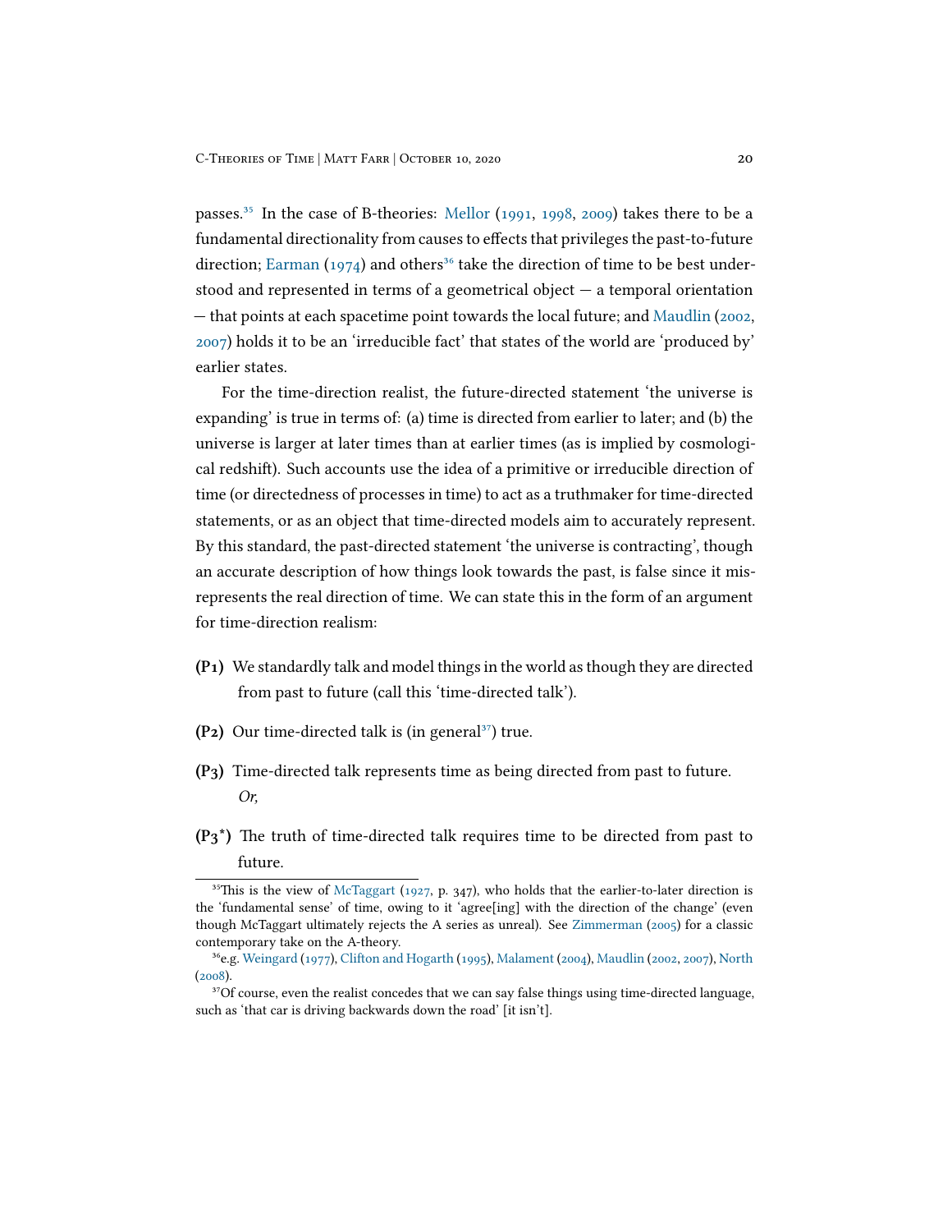passes.[35] In the case of B-theories: Mellor (1991, 1998, 2009) takes there to be a fundamental directionality from causes to effects that privileges the past-to-future direction; Earman (1974) and others[36] take the direction of time to be best understood and represented in terms of a geometrical object — a temporal orientation — that points at each spacetime point towards the local future; and Maudlin (2002, 2007) holds it to be an 'irreducible fact' that states of the world are 'produced by' earlier states.

For the time-direction realist, the future-directed statement 'the universe is expanding' is true in terms of: (a) time is directed from earlier to later; and (b) the universe is larger at later times than at earlier times (as is implied by cosmological redshift). Such accounts use the idea of a primitive or irreducible direction of time (or directedness of processes in time) to act as a truthmaker for time-directed statements, or as an object that time-directed models aim to accurately represent. By this standard, the past-directed statement 'the universe is contracting', though an accurate description of how things look towards the past, is false since it misrepresents the real direction of time. We can state this in the form of an argument for time-direction realism:

**(P1)** We standardly talk and model things in the world as though they are directed from past to future (call this 'time-directed talk').

**(P2)** Our time-directed talk is (in general[37]) true.

**(P3)** Time-directed talk represents time as being directed from past to future. *Or,*

**(P3\*)** The truth of time-directed talk requires time to be directed from past to future.

---

[35] This is the view of McTaggart (1927, p. 347), who holds that the earlier-to-later direction is the 'fundamental sense' of time, owing to it 'agree[ing] with the direction of the change' (even though McTaggart ultimately rejects the A series as unreal). See Zimmerman (2005) for a classic contemporary take on the A-theory.

[36] e.g. Weingard (1977), Clifton and Hogarth (1995), Malament (2004), Maudlin (2002, 2007), North (2008).

[37] Of course, even the realist concedes that we can say false things using time-directed language, such as 'that car is driving backwards down the road' [it isn't].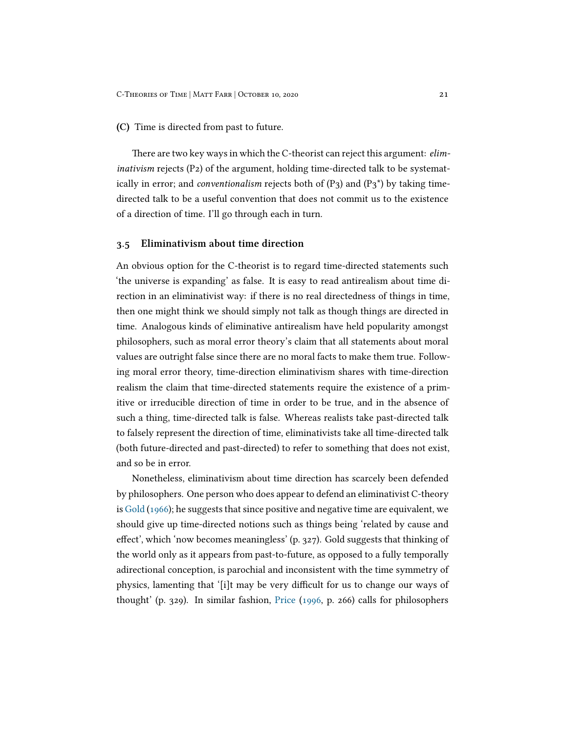**(C)** Time is directed from past to future.

There are two key ways in which the C-theorist can reject this argument: *eliminativism* rejects (P2) of the argument, holding time-directed talk to be systematically in error; and *conventionalism* rejects both of (P3) and (P3*) by taking time-directed talk to be a useful convention that does not commit us to the existence of a direction of time. I'll go through each in turn.

### 3.5 Eliminativism about time direction

An obvious option for the C-theorist is to regard time-directed statements such 'the universe is expanding' as false. It is easy to read antirealism about time direction in an eliminativist way: if there is no real directedness of things in time, then one might think we should simply not talk as though things are directed in time. Analogous kinds of eliminative antirealism have held popularity amongst philosophers, such as moral error theory's claim that all statements about moral values are outright false since there are no moral facts to make them true. Following moral error theory, time-direction eliminativism shares with time-direction realism the claim that time-directed statements require the existence of a primitive or irreducible direction of time in order to be true, and in the absence of such a thing, time-directed talk is false. Whereas realists take past-directed talk to falsely represent the direction of time, eliminativists take all time-directed talk (both future-directed and past-directed) to refer to something that does not exist, and so be in error.

Nonetheless, eliminativism about time direction has scarcely been defended by philosophers. One person who does appear to defend an eliminativist C-theory is Gold (1966); he suggests that since positive and negative time are equivalent, we should give up time-directed notions such as things being 'related by cause and effect', which 'now becomes meaningless' (p. 327). Gold suggests that thinking of the world only as it appears from past-to-future, as opposed to a fully temporally adirectional conception, is parochial and inconsistent with the time symmetry of physics, lamenting that '[i]t may be very difficult for us to change our ways of thought' (p. 329). In similar fashion, Price (1996, p. 266) calls for philosophers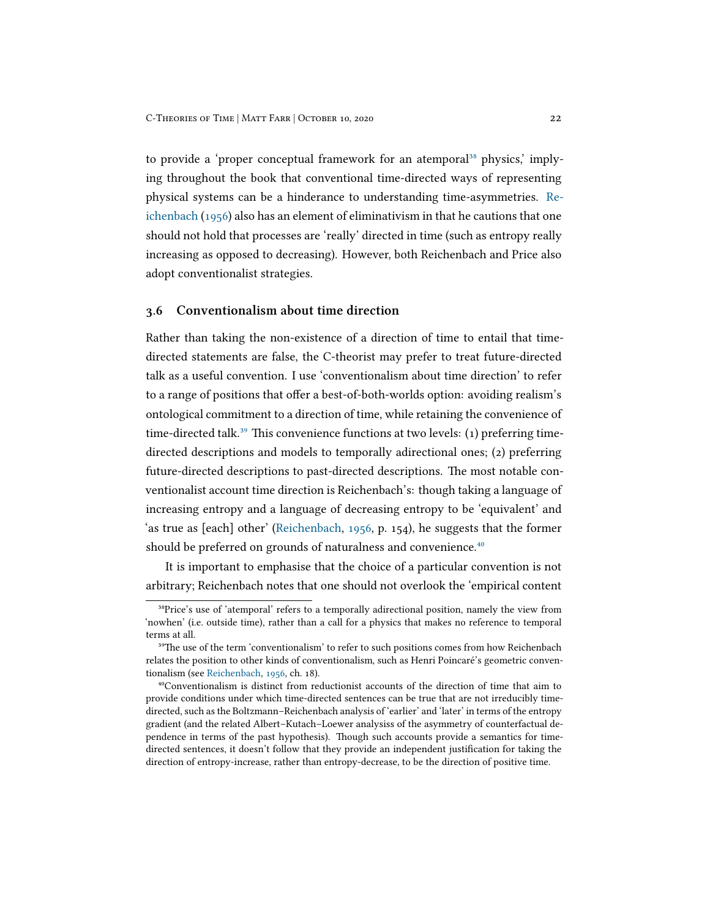to provide a 'proper conceptual framework for an atemporal[38] physics,' implying throughout the book that conventional time-directed ways of representing physical systems can be a hinderance to understanding time-asymmetries. Reichenbach (1956) also has an element of eliminativism in that he cautions that one should not hold that processes are 'really' directed in time (such as entropy really increasing as opposed to decreasing). However, both Reichenbach and Price also adopt conventionalist strategies.

### 3.6 Conventionalism about time direction

Rather than taking the non-existence of a direction of time to entail that time-directed statements are false, the C-theorist may prefer to treat future-directed talk as a useful convention. I use 'conventionalism about time direction' to refer to a range of positions that offer a best-of-both-worlds option: avoiding realism's ontological commitment to a direction of time, while retaining the convenience of time-directed talk.[39] This convenience functions at two levels: (1) preferring time-directed descriptions and models to temporally adirectional ones; (2) preferring future-directed descriptions to past-directed descriptions. The most notable conventionalist account time direction is Reichenbach's: though taking a language of increasing entropy and a language of decreasing entropy to be 'equivalent' and 'as true as [each] other' (Reichenbach, 1956, p. 154), he suggests that the former should be preferred on grounds of naturalness and convenience.[40]

It is important to emphasise that the choice of a particular convention is not arbitrary; Reichenbach notes that one should not overlook the 'empirical content

[38]Price's use of 'atemporal' refers to a temporally adirectional position, namely the view from 'nowhen' (i.e. outside time), rather than a call for a physics that makes no reference to temporal terms at all.

[39]The use of the term 'conventionalism' to refer to such positions comes from how Reichenbach relates the position to other kinds of conventionalism, such as Henri Poincaré's geometric conventionalism (see Reichenbach, 1956, ch. 18).

[40]Conventionalism is distinct from reductionist accounts of the direction of time that aim to provide conditions under which time-directed sentences can be true that are not irreducibly time-directed, such as the Boltzmann–Reichenbach analysis of 'earlier' and 'later' in terms of the entropy gradient (and the related Albert–Kutach–Loewer analysiss of the asymmetry of counterfactual dependence in terms of the past hypothesis). Though such accounts provide a semantics for time-directed sentences, it doesn't follow that they provide an independent justification for taking the direction of entropy-increase, rather than entropy-decrease, to be the direction of positive time.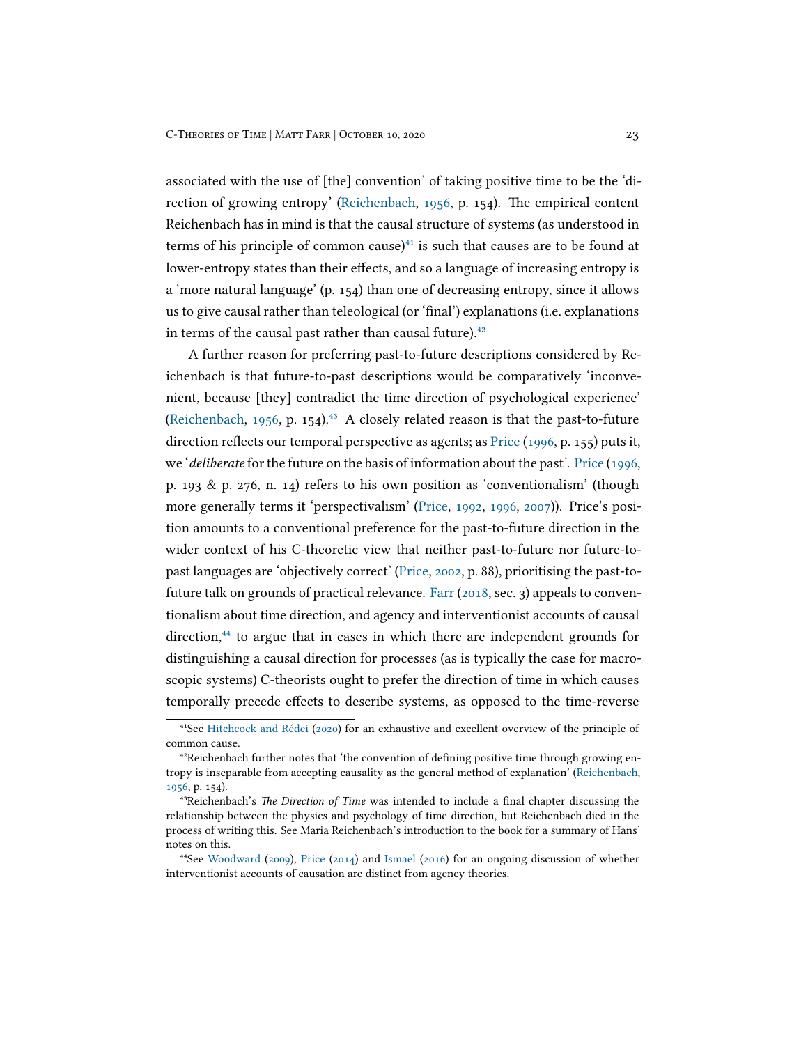associated with the use of [the] convention' of taking positive time to be the 'direction of growing entropy' (Reichenbach, 1956, p. 154). The empirical content Reichenbach has in mind is that the causal structure of systems (as understood in terms of his principle of common cause)[41] is such that causes are to be found at lower-entropy states than their effects, and so a language of increasing entropy is a 'more natural language' (p. 154) than one of decreasing entropy, since it allows us to give causal rather than teleological (or 'final') explanations (i.e. explanations in terms of the causal past rather than causal future).[42]

A further reason for preferring past-to-future descriptions considered by Reichenbach is that future-to-past descriptions would be comparatively 'inconvenient, because [they] contradict the time direction of psychological experience' (Reichenbach, 1956, p. 154).[43] A closely related reason is that the past-to-future direction reflects our temporal perspective as agents; as Price (1996, p. 155) puts it, we '*deliberate* for the future on the basis of information about the past'. Price (1996, p. 193 & p. 276, n. 14) refers to his own position as 'conventionalism' (though more generally terms it 'perspectivalism' (Price, 1992, 1996, 2007)). Price's position amounts to a conventional preference for the past-to-future direction in the wider context of his C-theoretic view that neither past-to-future nor future-to-past languages are 'objectively correct' (Price, 2002, p. 88), prioritising the past-to-future talk on grounds of practical relevance. Farr (2018, sec. 3) appeals to conventionalism about time direction, and agency and interventionist accounts of causal direction,[44] to argue that in cases in which there are independent grounds for distinguishing a causal direction for processes (as is typically the case for macroscopic systems) C-theorists ought to prefer the direction of time in which causes temporally precede effects to describe systems, as opposed to the time-reverse

---

[41] See Hitchcock and Rédei (2020) for an exhaustive and excellent overview of the principle of common cause.

[42] Reichenbach further notes that 'the convention of defining positive time through growing entropy is inseparable from accepting causality as the general method of explanation' (Reichenbach, 1956, p. 154).

[43] Reichenbach's *The Direction of Time* was intended to include a final chapter discussing the relationship between the physics and psychology of time direction, but Reichenbach died in the process of writing this. See Maria Reichenbach's introduction to the book for a summary of Hans' notes on this.

[44] See Woodward (2009), Price (2014) and Ismael (2016) for an ongoing discussion of whether interventionist accounts of causation are distinct from agency theories.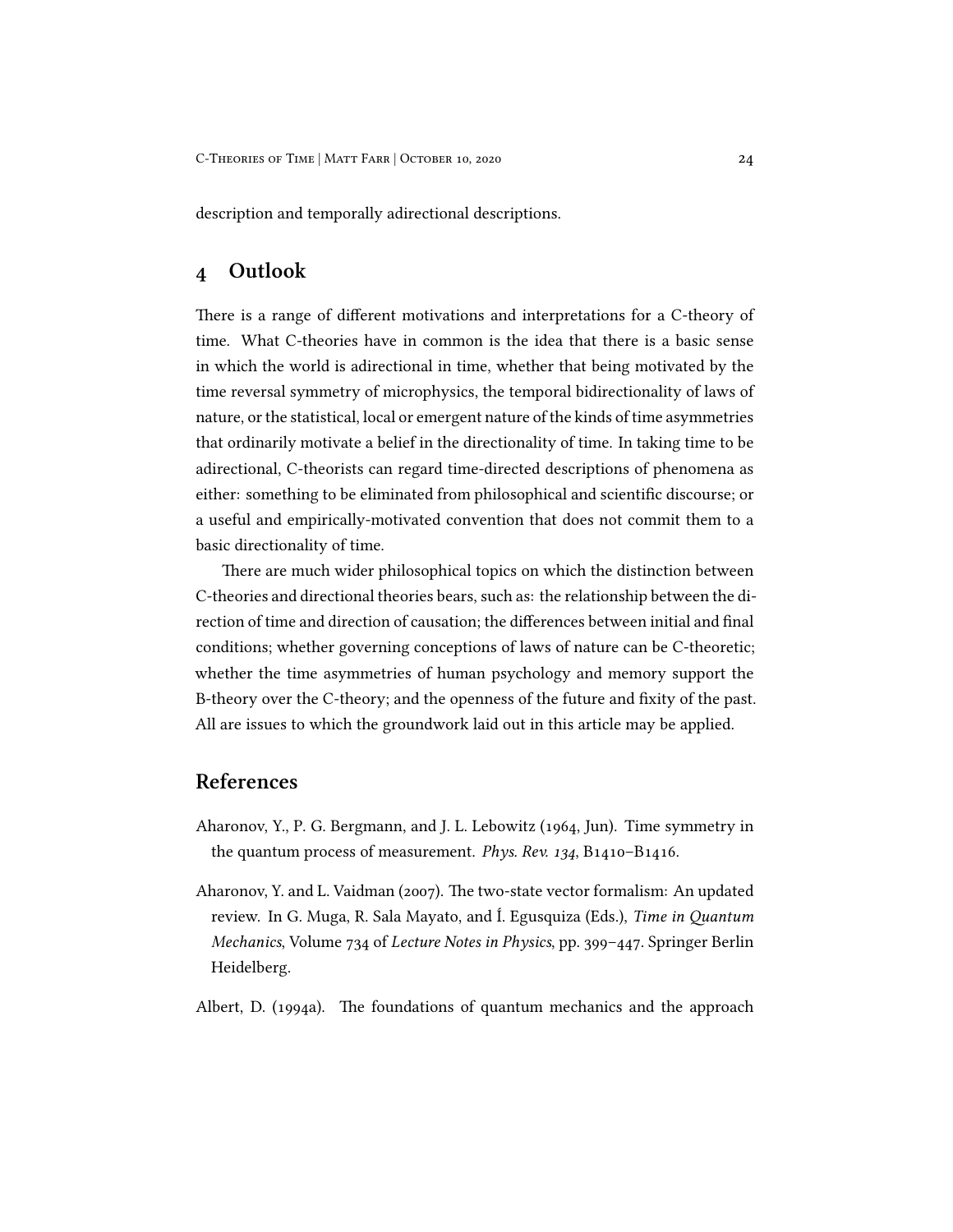description and temporally adirectional descriptions.

## 4 Outlook

There is a range of different motivations and interpretations for a C-theory of time. What C-theories have in common is the idea that there is a basic sense in which the world is adirectional in time, whether that being motivated by the time reversal symmetry of microphysics, the temporal bidirectionality of laws of nature, or the statistical, local or emergent nature of the kinds of time asymmetries that ordinarily motivate a belief in the directionality of time. In taking time to be adirectional, C-theorists can regard time-directed descriptions of phenomena as either: something to be eliminated from philosophical and scientific discourse; or a useful and empirically-motivated convention that does not commit them to a basic directionality of time.

There are much wider philosophical topics on which the distinction between C-theories and directional theories bears, such as: the relationship between the direction of time and direction of causation; the differences between initial and final conditions; whether governing conceptions of laws of nature can be C-theoretic; whether the time asymmetries of human psychology and memory support the B-theory over the C-theory; and the openness of the future and fixity of the past. All are issues to which the groundwork laid out in this article may be applied.

## References

Aharonov, Y., P. G. Bergmann, and J. L. Lebowitz (1964, Jun). Time symmetry in the quantum process of measurement. *Phys. Rev. 134*, B1410–B1416.

Aharonov, Y. and L. Vaidman (2007). The two-state vector formalism: An updated review. In G. Muga, R. Sala Mayato, and Í. Egusquiza (Eds.), *Time in Quantum Mechanics*, Volume 734 of *Lecture Notes in Physics*, pp. 399–447. Springer Berlin Heidelberg.

Albert, D. (1994a). The foundations of quantum mechanics and the approach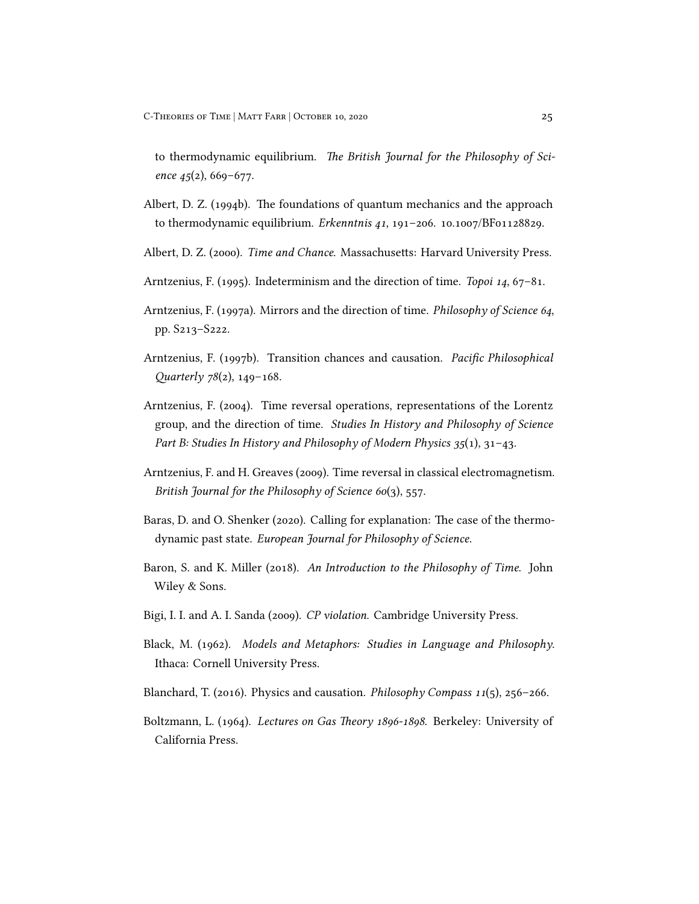to thermodynamic equilibrium. *The British Journal for the Philosophy of Science 45*(2), 669–677.

Albert, D. Z. (1994b). The foundations of quantum mechanics and the approach to thermodynamic equilibrium. *Erkenntnis 41*, 191–206. 10.1007/BF01128829.

Albert, D. Z. (2000). *Time and Chance*. Massachusetts: Harvard University Press.

Arntzenius, F. (1995). Indeterminism and the direction of time. *Topoi 14*, 67–81.

Arntzenius, F. (1997a). Mirrors and the direction of time. *Philosophy of Science 64*, pp. S213–S222.

Arntzenius, F. (1997b). Transition chances and causation. *Pacific Philosophical Quarterly 78*(2), 149–168.

Arntzenius, F. (2004). Time reversal operations, representations of the Lorentz group, and the direction of time. *Studies In History and Philosophy of Science Part B: Studies In History and Philosophy of Modern Physics 35*(1), 31–43.

Arntzenius, F. and H. Greaves (2009). Time reversal in classical electromagnetism. *British Journal for the Philosophy of Science 60*(3), 557.

Baras, D. and O. Shenker (2020). Calling for explanation: The case of the thermodynamic past state. *European Journal for Philosophy of Science*.

Baron, S. and K. Miller (2018). *An Introduction to the Philosophy of Time*. John Wiley & Sons.

Bigi, I. I. and A. I. Sanda (2009). *CP violation*. Cambridge University Press.

Black, M. (1962). *Models and Metaphors: Studies in Language and Philosophy*. Ithaca: Cornell University Press.

Blanchard, T. (2016). Physics and causation. *Philosophy Compass 11*(5), 256–266.

Boltzmann, L. (1964). *Lectures on Gas Theory 1896-1898*. Berkeley: University of California Press.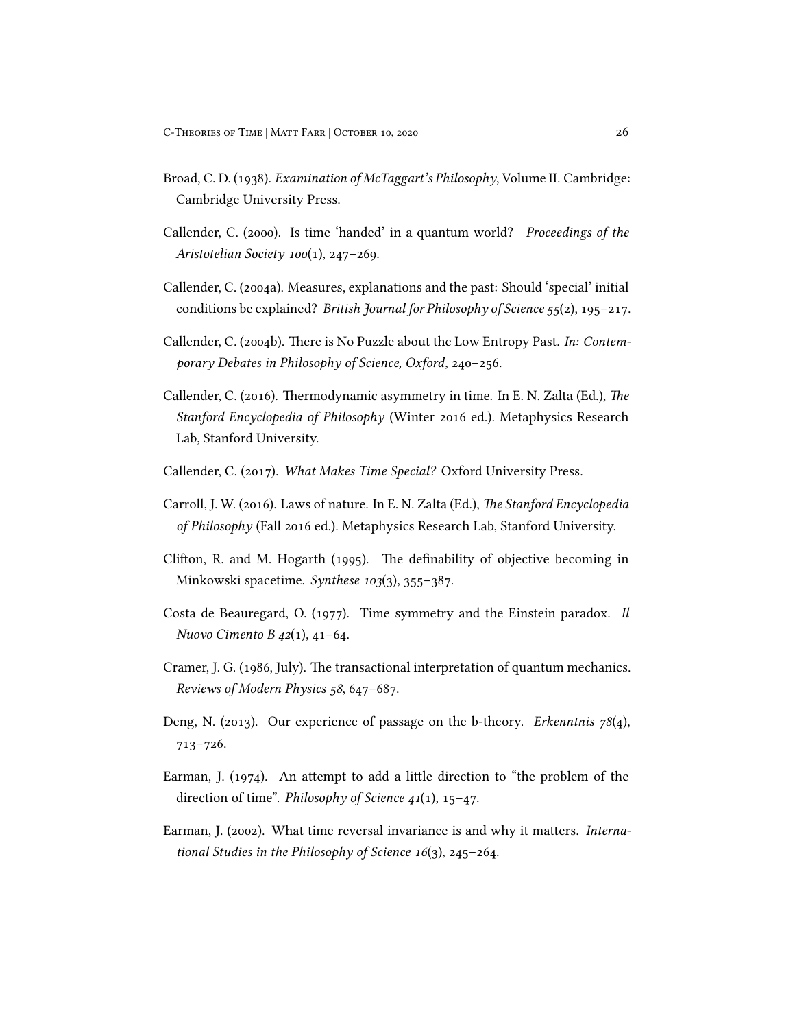Broad, C. D. (1938). *Examination of McTaggart's Philosophy*, Volume II. Cambridge: Cambridge University Press.

Callender, C. (2000). Is time 'handed' in a quantum world? *Proceedings of the Aristotelian Society 100*(1), 247–269.

Callender, C. (2004a). Measures, explanations and the past: Should 'special' initial conditions be explained? *British Journal for Philosophy of Science 55*(2), 195–217.

Callender, C. (2004b). There is No Puzzle about the Low Entropy Past. *In: Contemporary Debates in Philosophy of Science, Oxford*, 240–256.

Callender, C. (2016). Thermodynamic asymmetry in time. In E. N. Zalta (Ed.), *The Stanford Encyclopedia of Philosophy* (Winter 2016 ed.). Metaphysics Research Lab, Stanford University.

Callender, C. (2017). *What Makes Time Special?* Oxford University Press.

Carroll, J. W. (2016). Laws of nature. In E. N. Zalta (Ed.), *The Stanford Encyclopedia of Philosophy* (Fall 2016 ed.). Metaphysics Research Lab, Stanford University.

Clifton, R. and M. Hogarth (1995). The definability of objective becoming in Minkowski spacetime. *Synthese 103*(3), 355–387.

Costa de Beauregard, O. (1977). Time symmetry and the Einstein paradox. *Il Nuovo Cimento B 42*(1), 41–64.

Cramer, J. G. (1986, July). The transactional interpretation of quantum mechanics. *Reviews of Modern Physics 58*, 647–687.

Deng, N. (2013). Our experience of passage on the b-theory. *Erkenntnis 78*(4), 713–726.

Earman, J. (1974). An attempt to add a little direction to "the problem of the direction of time". *Philosophy of Science 41*(1), 15–47.

Earman, J. (2002). What time reversal invariance is and why it matters. *International Studies in the Philosophy of Science 16*(3), 245–264.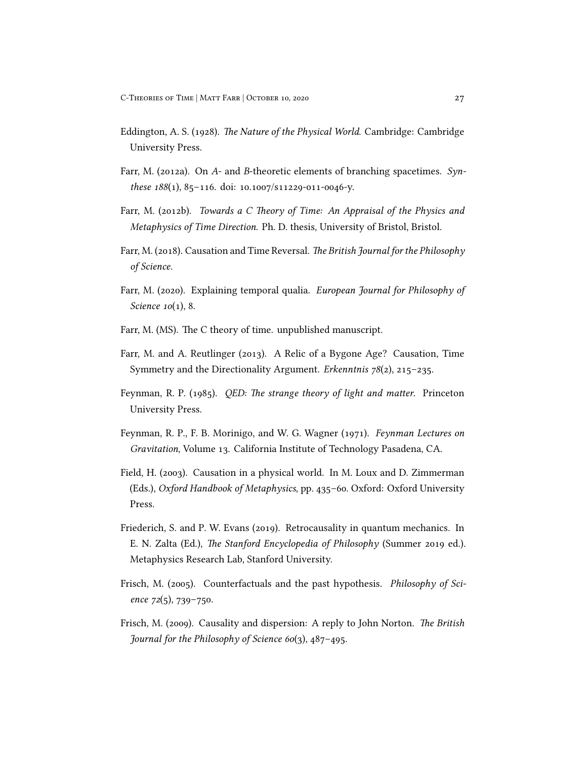Eddington, A. S. (1928). *The Nature of the Physical World*. Cambridge: Cambridge University Press.

Farr, M. (2012a). On *A*- and *B*-theoretic elements of branching spacetimes. *Synthese 188*(1), 85–116. doi: 10.1007/s11229-011-0046-y.

Farr, M. (2012b). *Towards a C Theory of Time: An Appraisal of the Physics and Metaphysics of Time Direction*. Ph. D. thesis, University of Bristol, Bristol.

Farr, M. (2018). Causation and Time Reversal. *The British Journal for the Philosophy of Science*.

Farr, M. (2020). Explaining temporal qualia. *European Journal for Philosophy of Science 10*(1), 8.

Farr, M. (MS). The C theory of time. unpublished manuscript.

Farr, M. and A. Reutlinger (2013). A Relic of a Bygone Age? Causation, Time Symmetry and the Directionality Argument. *Erkenntnis 78*(2), 215–235.

Feynman, R. P. (1985). *QED: The strange theory of light and matter*. Princeton University Press.

Feynman, R. P., F. B. Morinigo, and W. G. Wagner (1971). *Feynman Lectures on Gravitation*, Volume 13. California Institute of Technology Pasadena, CA.

Field, H. (2003). Causation in a physical world. In M. Loux and D. Zimmerman (Eds.), *Oxford Handbook of Metaphysics*, pp. 435–60. Oxford: Oxford University Press.

Friederich, S. and P. W. Evans (2019). Retrocausality in quantum mechanics. In E. N. Zalta (Ed.), *The Stanford Encyclopedia of Philosophy* (Summer 2019 ed.). Metaphysics Research Lab, Stanford University.

Frisch, M. (2005). Counterfactuals and the past hypothesis. *Philosophy of Science 72*(5), 739–750.

Frisch, M. (2009). Causality and dispersion: A reply to John Norton. *The British Journal for the Philosophy of Science 60*(3), 487–495.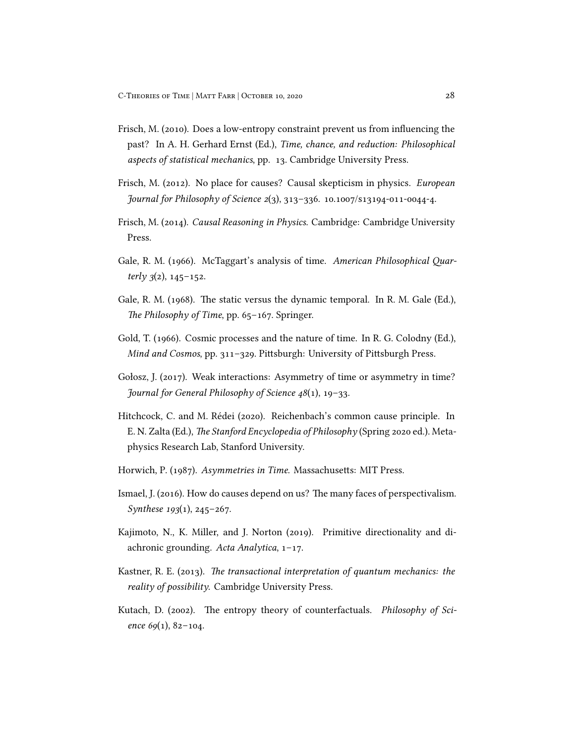Frisch, M. (2010). Does a low-entropy constraint prevent us from influencing the past? In A. H. Gerhard Ernst (Ed.), *Time, chance, and reduction: Philosophical aspects of statistical mechanics*, pp. 13. Cambridge University Press.

Frisch, M. (2012). No place for causes? Causal skepticism in physics. *European Journal for Philosophy of Science 2*(3), 313–336. 10.1007/s13194-011-0044-4.

Frisch, M. (2014). *Causal Reasoning in Physics*. Cambridge: Cambridge University Press.

Gale, R. M. (1966). McTaggart's analysis of time. *American Philosophical Quarterly 3*(2), 145–152.

Gale, R. M. (1968). The static versus the dynamic temporal. In R. M. Gale (Ed.), *The Philosophy of Time*, pp. 65–167. Springer.

Gold, T. (1966). Cosmic processes and the nature of time. In R. G. Colodny (Ed.), *Mind and Cosmos*, pp. 311–329. Pittsburgh: University of Pittsburgh Press.

Gołosz, J. (2017). Weak interactions: Asymmetry of time or asymmetry in time? *Journal for General Philosophy of Science 48*(1), 19–33.

Hitchcock, C. and M. Rédei (2020). Reichenbach's common cause principle. In E. N. Zalta (Ed.), *The Stanford Encyclopedia of Philosophy* (Spring 2020 ed.). Metaphysics Research Lab, Stanford University.

Horwich, P. (1987). *Asymmetries in Time*. Massachusetts: MIT Press.

Ismael, J. (2016). How do causes depend on us? The many faces of perspectivalism. *Synthese 193*(1), 245–267.

Kajimoto, N., K. Miller, and J. Norton (2019). Primitive directionality and diachronic grounding. *Acta Analytica*, 1–17.

Kastner, R. E. (2013). *The transactional interpretation of quantum mechanics: the reality of possibility*. Cambridge University Press.

Kutach, D. (2002). The entropy theory of counterfactuals. *Philosophy of Science 69*(1), 82–104.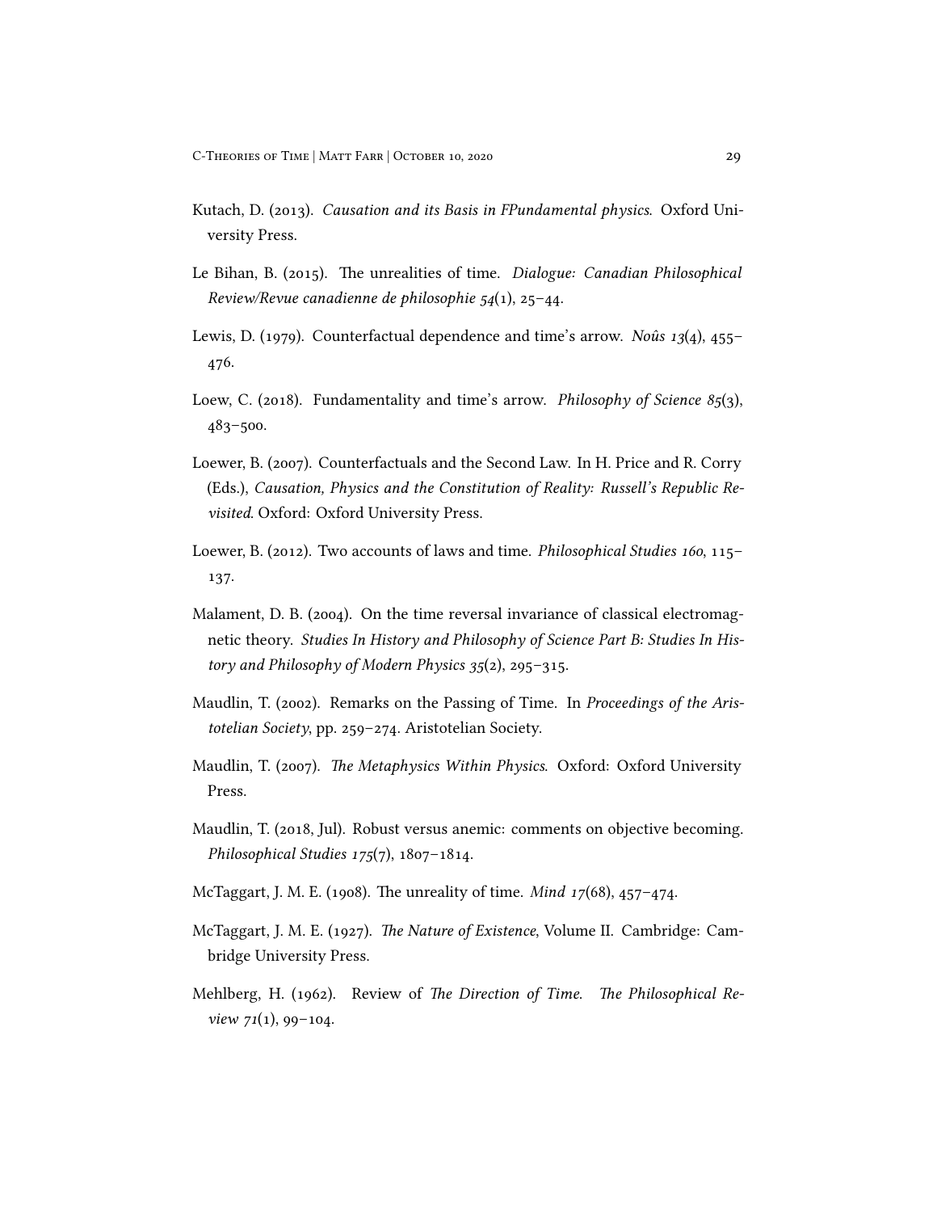Kutach, D. (2013). *Causation and its Basis in FPundamental physics.* Oxford University Press.

Le Bihan, B. (2015). The unrealities of time. *Dialogue: Canadian Philosophical Review/Revue canadienne de philosophie 54*(1), 25–44.

Lewis, D. (1979). Counterfactual dependence and time's arrow. *Noûs 13*(4), 455–476.

Loew, C. (2018). Fundamentality and time's arrow. *Philosophy of Science 85*(3), 483–500.

Loewer, B. (2007). Counterfactuals and the Second Law. In H. Price and R. Corry (Eds.), *Causation, Physics and the Constitution of Reality: Russell's Republic Revisited*. Oxford: Oxford University Press.

Loewer, B. (2012). Two accounts of laws and time. *Philosophical Studies 160*, 115–137.

Malament, D. B. (2004). On the time reversal invariance of classical electromagnetic theory. *Studies In History and Philosophy of Science Part B: Studies In History and Philosophy of Modern Physics 35*(2), 295–315.

Maudlin, T. (2002). Remarks on the Passing of Time. In *Proceedings of the Aristotelian Society*, pp. 259–274. Aristotelian Society.

Maudlin, T. (2007). *The Metaphysics Within Physics*. Oxford: Oxford University Press.

Maudlin, T. (2018, Jul). Robust versus anemic: comments on objective becoming. *Philosophical Studies 175*(7), 1807–1814.

McTaggart, J. M. E. (1908). The unreality of time. *Mind 17*(68), 457–474.

McTaggart, J. M. E. (1927). *The Nature of Existence*, Volume II. Cambridge: Cambridge University Press.

Mehlberg, H. (1962). Review of *The Direction of Time*. *The Philosophical Review 71*(1), 99–104.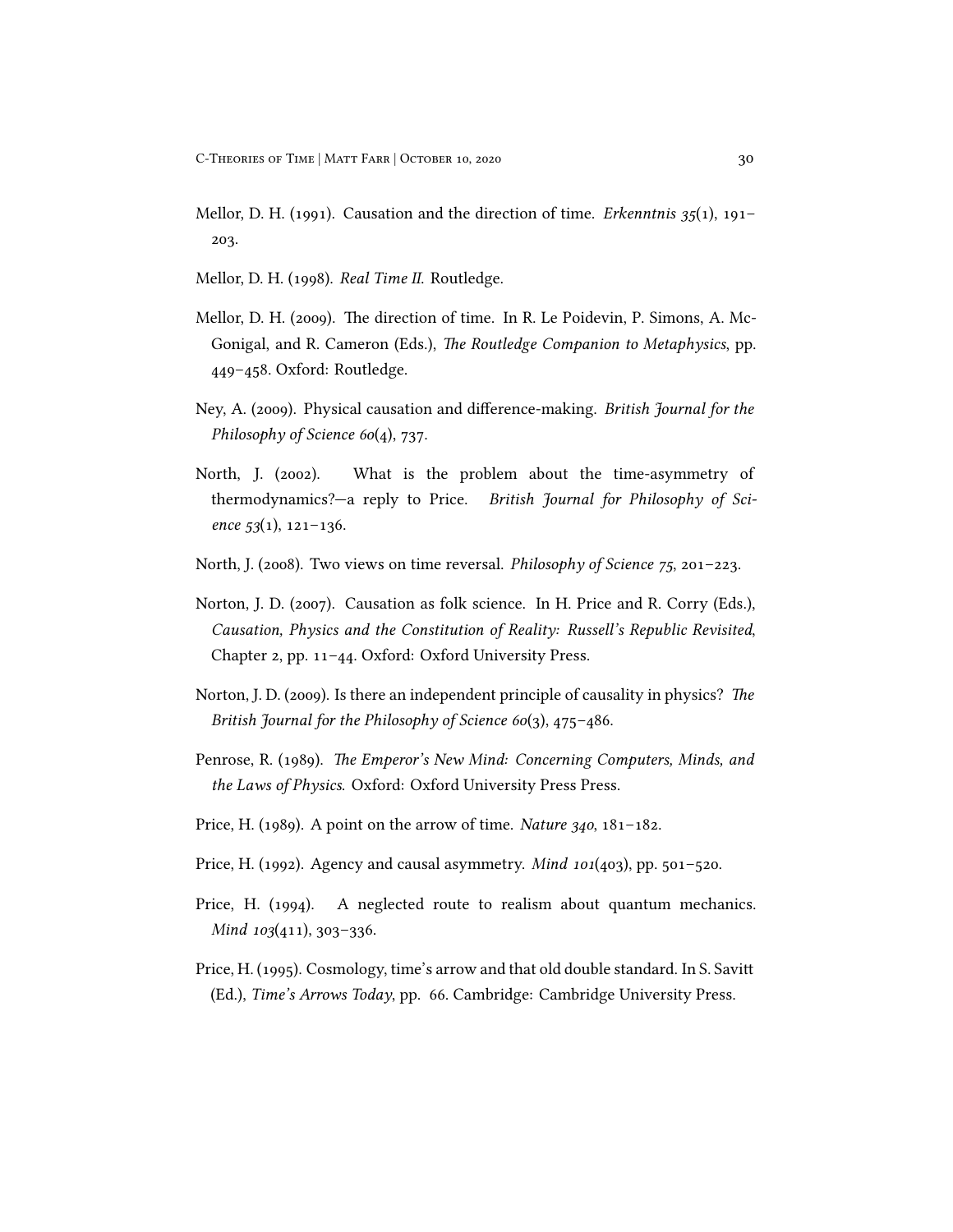Mellor, D. H. (1991). Causation and the direction of time. *Erkenntnis 35*(1), 191–203.

Mellor, D. H. (1998). *Real Time II*. Routledge.

Mellor, D. H. (2009). The direction of time. In R. Le Poidevin, P. Simons, A. McGonigal, and R. Cameron (Eds.), *The Routledge Companion to Metaphysics*, pp. 449–458. Oxford: Routledge.

Ney, A. (2009). Physical causation and difference-making. *British Journal for the Philosophy of Science 60*(4), 737.

North, J. (2002). What is the problem about the time-asymmetry of thermodynamics?—a reply to Price. *British Journal for Philosophy of Science 53*(1), 121–136.

North, J. (2008). Two views on time reversal. *Philosophy of Science 75*, 201–223.

Norton, J. D. (2007). Causation as folk science. In H. Price and R. Corry (Eds.), *Causation, Physics and the Constitution of Reality: Russell's Republic Revisited*, Chapter 2, pp. 11–44. Oxford: Oxford University Press.

Norton, J. D. (2009). Is there an independent principle of causality in physics? *The British Journal for the Philosophy of Science 60*(3), 475–486.

Penrose, R. (1989). *The Emperor's New Mind: Concerning Computers, Minds, and the Laws of Physics*. Oxford: Oxford University Press Press.

Price, H. (1989). A point on the arrow of time. *Nature 340*, 181–182.

Price, H. (1992). Agency and causal asymmetry. *Mind 101*(403), pp. 501–520.

Price, H. (1994). A neglected route to realism about quantum mechanics. *Mind 103*(411), 303–336.

Price, H. (1995). Cosmology, time's arrow and that old double standard. In S. Savitt (Ed.), *Time's Arrows Today*, pp. 66. Cambridge: Cambridge University Press.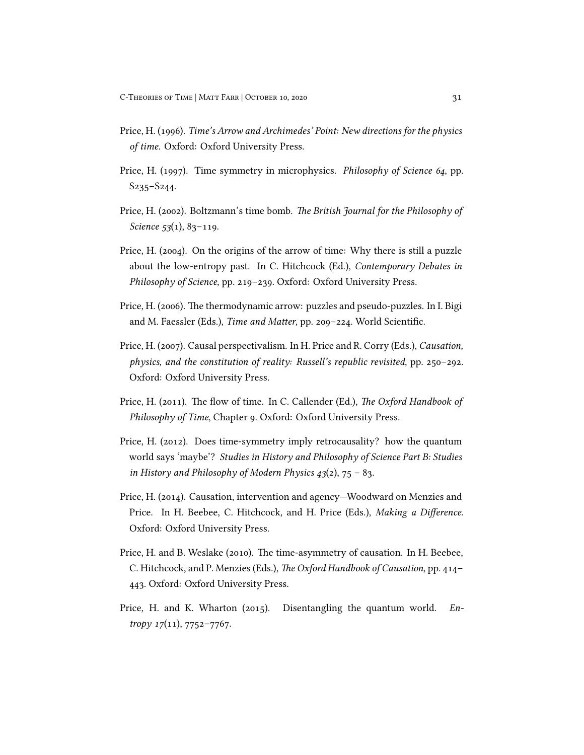Price, H. (1996). *Time's Arrow and Archimedes' Point: New directions for the physics of time.* Oxford: Oxford University Press.

Price, H. (1997). Time symmetry in microphysics. *Philosophy of Science 64*, pp. S235–S244.

Price, H. (2002). Boltzmann's time bomb. *The British Journal for the Philosophy of Science 53*(1), 83–119.

Price, H. (2004). On the origins of the arrow of time: Why there is still a puzzle about the low-entropy past. In C. Hitchcock (Ed.), *Contemporary Debates in Philosophy of Science*, pp. 219–239. Oxford: Oxford University Press.

Price, H. (2006). The thermodynamic arrow: puzzles and pseudo-puzzles. In I. Bigi and M. Faessler (Eds.), *Time and Matter*, pp. 209–224. World Scientific.

Price, H. (2007). Causal perspectivalism. In H. Price and R. Corry (Eds.), *Causation, physics, and the constitution of reality: Russell's republic revisited*, pp. 250–292. Oxford: Oxford University Press.

Price, H. (2011). The flow of time. In C. Callender (Ed.), *The Oxford Handbook of Philosophy of Time*, Chapter 9. Oxford: Oxford University Press.

Price, H. (2012). Does time-symmetry imply retrocausality? how the quantum world says 'maybe'? *Studies in History and Philosophy of Science Part B: Studies in History and Philosophy of Modern Physics 43*(2), 75 – 83.

Price, H. (2014). Causation, intervention and agency—Woodward on Menzies and Price. In H. Beebee, C. Hitchcock, and H. Price (Eds.), *Making a Difference*. Oxford: Oxford University Press.

Price, H. and B. Weslake (2010). The time-asymmetry of causation. In H. Beebee, C. Hitchcock, and P. Menzies (Eds.), *The Oxford Handbook of Causation*, pp. 414–443. Oxford: Oxford University Press.

Price, H. and K. Wharton (2015). Disentangling the quantum world. *Entropy 17*(11), 7752–7767.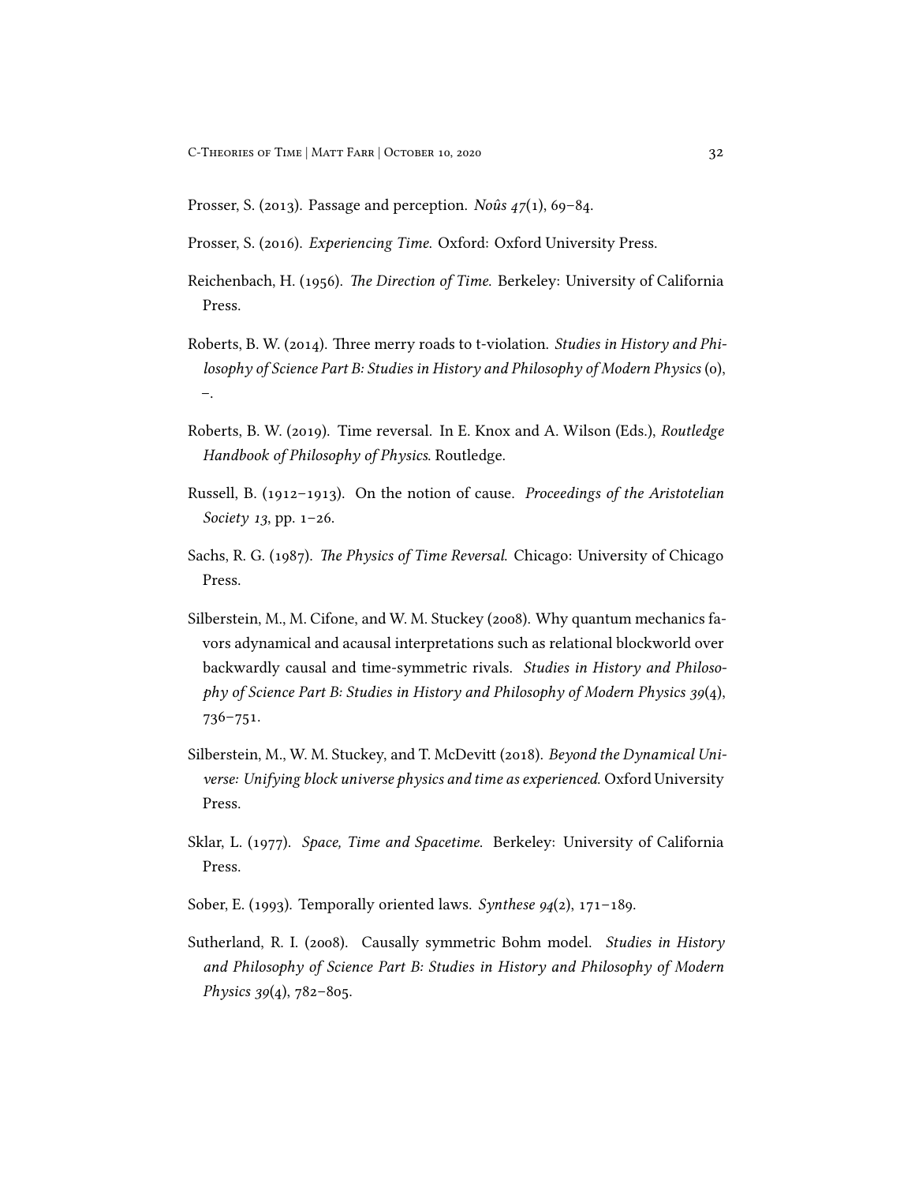Prosser, S. (2013). Passage and perception. *Noûs 47*(1), 69–84.

Prosser, S. (2016). *Experiencing Time.* Oxford: Oxford University Press.

Reichenbach, H. (1956). *The Direction of Time.* Berkeley: University of California Press.

Roberts, B. W. (2014). Three merry roads to t-violation. *Studies in History and Philosophy of Science Part B: Studies in History and Philosophy of Modern Physics* (0), –.

Roberts, B. W. (2019). Time reversal. In E. Knox and A. Wilson (Eds.), *Routledge Handbook of Philosophy of Physics.* Routledge.

Russell, B. (1912–1913). On the notion of cause. *Proceedings of the Aristotelian Society 13*, pp. 1–26.

Sachs, R. G. (1987). *The Physics of Time Reversal.* Chicago: University of Chicago Press.

Silberstein, M., M. Cifone, and W. M. Stuckey (2008). Why quantum mechanics favors adynamical and acausal interpretations such as relational blockworld over backwardly causal and time-symmetric rivals. *Studies in History and Philosophy of Science Part B: Studies in History and Philosophy of Modern Physics 39*(4), 736–751.

Silberstein, M., W. M. Stuckey, and T. McDevitt (2018). *Beyond the Dynamical Universe: Unifying block universe physics and time as experienced.* Oxford University Press.

Sklar, L. (1977). *Space, Time and Spacetime.* Berkeley: University of California Press.

Sober, E. (1993). Temporally oriented laws. *Synthese 94*(2), 171–189.

Sutherland, R. I. (2008). Causally symmetric Bohm model. *Studies in History and Philosophy of Science Part B: Studies in History and Philosophy of Modern Physics 39*(4), 782–805.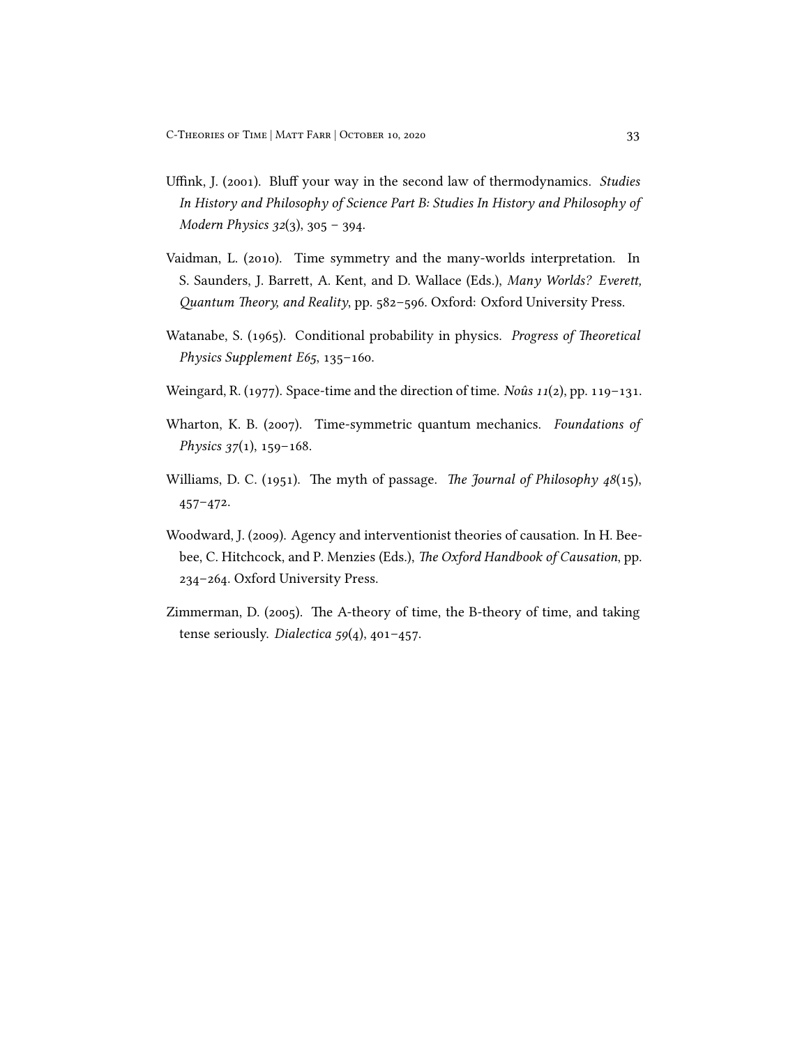Uffink, J. (2001). Bluff your way in the second law of thermodynamics. *Studies In History and Philosophy of Science Part B: Studies In History and Philosophy of Modern Physics 32*(3), 305 – 394.

Vaidman, L. (2010). Time symmetry and the many-worlds interpretation. In S. Saunders, J. Barrett, A. Kent, and D. Wallace (Eds.), *Many Worlds? Everett, Quantum Theory, and Reality*, pp. 582–596. Oxford: Oxford University Press.

Watanabe, S. (1965). Conditional probability in physics. *Progress of Theoretical Physics Supplement E65*, 135–160.

Weingard, R. (1977). Space-time and the direction of time. *Noûs 11*(2), pp. 119–131.

Wharton, K. B. (2007). Time-symmetric quantum mechanics. *Foundations of Physics 37*(1), 159–168.

Williams, D. C. (1951). The myth of passage. *The Journal of Philosophy 48*(15), 457–472.

Woodward, J. (2009). Agency and interventionist theories of causation. In H. Beebee, C. Hitchcock, and P. Menzies (Eds.), *The Oxford Handbook of Causation*, pp. 234–264. Oxford University Press.

Zimmerman, D. (2005). The A-theory of time, the B-theory of time, and taking tense seriously. *Dialectica 59*(4), 401–457.